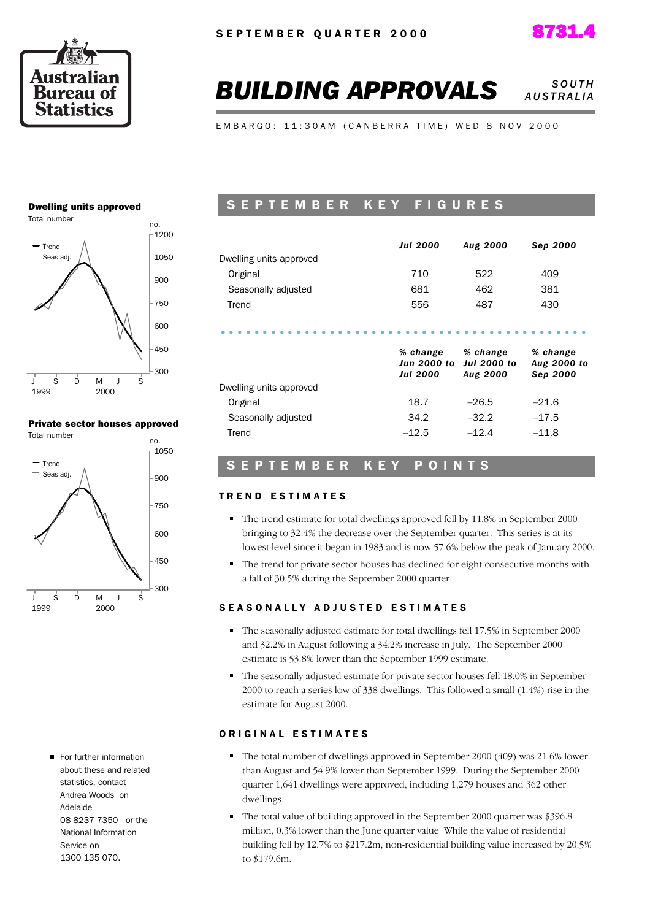SEPTEMBER QUARTER 2000

8731.4

# BUILDING APPROVALS

SOUTH AUSTRALIA

EMBARGO: 11:30AM (CANBERRA TIME) WED 8 NOV 2000

**Dwelling units approved**

Total number

**Private sector houses approved**

Total number

## SEPTEMBER KEY FIGURES

| | *Jul 2000* | *Aug 2000* | *Sep 2000* |
|---|---|---|---|
| Dwelling units approved | | | |
| Original | 710 | 522 | 409 |
| Seasonally adjusted | 681 | 462 | 381 |
| Trend | 556 | 487 | 430 |

| | *% change Jun 2000 to Jul 2000* | *% change Jul 2000 to Aug 2000* | *% change Aug 2000 to Sep 2000* |
|---|---|---|---|
| Dwelling units approved | | | |
| Original | 18.7 | –26.5 | –21.6 |
| Seasonally adjusted | 34.2 | –32.2 | –17.5 |
| Trend | –12.5 | –12.4 | –11.8 |

## SEPTEMBER KEY POINTS

### TREND ESTIMATES

- The trend estimate for total dwellings approved fell by 11.8% in September 2000 bringing to 32.4% the decrease over the September quarter. This series is at its lowest level since it began in 1983 and is now 57.6% below the peak of January 2000.
- The trend for private sector houses has declined for eight consecutive months with a fall of 30.5% during the September 2000 quarter.

### SEASONALLY ADJUSTED ESTIMATES

- The seasonally adjusted estimate for total dwellings fell 17.5% in September 2000 and 32.2% in August following a 34.2% increase in July. The September 2000 estimate is 53.8% lower than the September 1999 estimate.
- The seasonally adjusted estimate for private sector houses fell 18.0% in September 2000 to reach a series low of 338 dwellings. This followed a small (1.4%) rise in the estimate for August 2000.

### ORIGINAL ESTIMATES

- The total number of dwellings approved in September 2000 (409) was 21.6% lower than August and 54.9% lower than September 1999. During the September 2000 quarter 1,641 dwellings were approved, including 1,279 houses and 362 other dwellings.
- The total value of building approved in the September 2000 quarter was $396.8 million, 0.3% lower than the June quarter value While the value of residential building fell by 12.7% to $217.2m, non-residential building value increased by 20.5% to $179.6m.

- For further information about these and related statistics, contact Andrea Woods on Adelaide 08 8237 7350 or the National Information Service on 1300 135 070.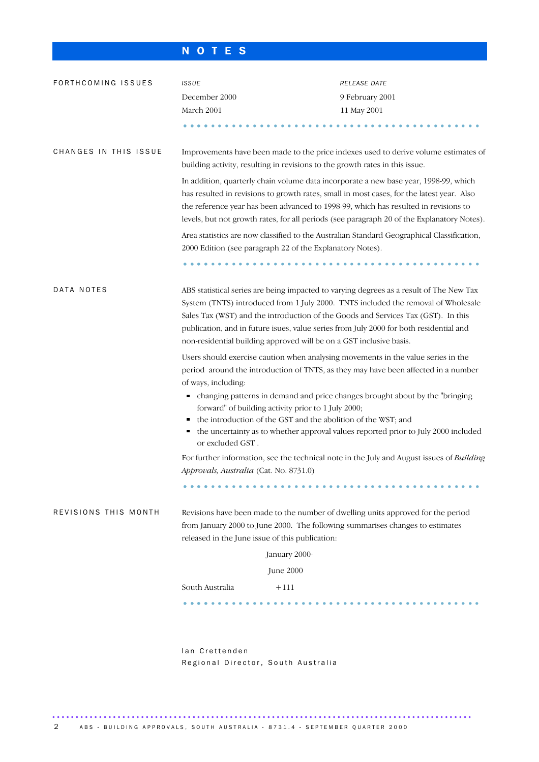# NOTES

## FORTHCOMING ISSUES

| *ISSUE* | *RELEASE DATE* |
|---|---|
| December 2000 | 9 February 2001 |
| March 2001 | 11 May 2001 |

## CHANGES IN THIS ISSUE

Improvements have been made to the price indexes used to derive volume estimates of building activity, resulting in revisions to the growth rates in this issue.

In addition, quarterly chain volume data incorporate a new base year, 1998-99, which has resulted in revisions to growth rates, small in most cases, for the latest year. Also the reference year has been advanced to 1998-99, which has resulted in revisions to levels, but not growth rates, for all periods (see paragraph 20 of the Explanatory Notes).

Area statistics are now classified to the Australian Standard Geographical Classification, 2000 Edition (see paragraph 22 of the Explanatory Notes).

## DATA NOTES

ABS statistical series are being impacted to varying degrees as a result of The New Tax System (TNTS) introduced from 1 July 2000. TNTS included the removal of Wholesale Sales Tax (WST) and the introduction of the Goods and Services Tax (GST). In this publication, and in future isues, value series from July 2000 for both residential and non-residential building approved will be on a GST inclusive basis.

Users should exercise caution when analysing movements in the value series in the period around the introduction of TNTS, as they may have been affected in a number of ways, including:

- changing patterns in demand and price changes brought about by the "bringing forward" of building activity prior to 1 July 2000;
- the introduction of the GST and the abolition of the WST; and
- the uncertainty as to whether approval values reported prior to July 2000 included or excluded GST .

For further information, see the technical note in the July and August issues of *Building Approvals, Australia* (Cat. No. 8731.0)

## REVISIONS THIS MONTH

Revisions have been made to the number of dwelling units approved for the period from January 2000 to June 2000. The following summarises changes to estimates released in the June issue of this publication:

| | January 2000- June 2000 |
|---|---|
| South Australia | +111 |

Ian Crettenden
Regional Director, South Australia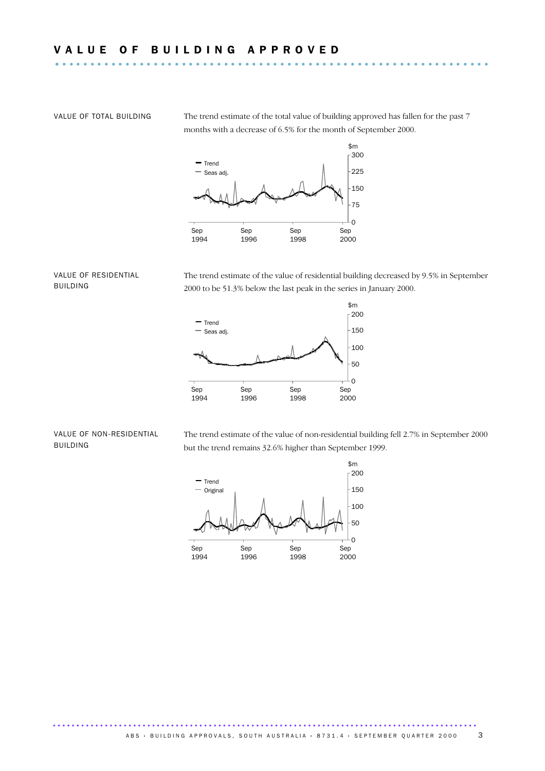# VALUE OF BUILDING APPROVED

## VALUE OF TOTAL BUILDING

The trend estimate of the total value of building approved has fallen for the past 7 months with a decrease of 6.5% for the month of September 2000.

## VALUE OF RESIDENTIAL BUILDING

The trend estimate of the value of residential building decreased by 9.5% in September 2000 to be 51.3% below the last peak in the series in January 2000.

## VALUE OF NON-RESIDENTIAL BUILDING

The trend estimate of the value of non-residential building fell 2.7% in September 2000 but the trend remains 32.6% higher than September 1999.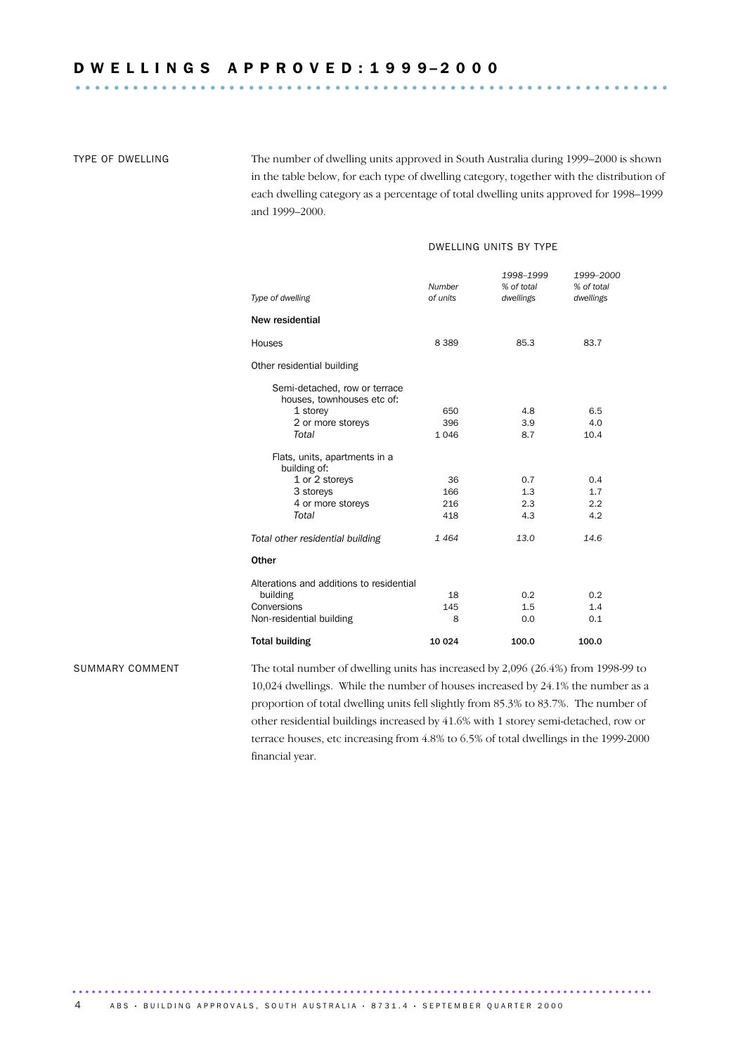## DWELLINGS APPROVED: 1999–2000

TYPE OF DWELLING

The number of dwelling units approved in South Australia during 1999–2000 is shown in the table below, for each type of dwelling category, together with the distribution of each dwelling category as a percentage of total dwelling units approved for 1998–1999 and 1999–2000.

DWELLING UNITS BY TYPE

| *Type of dwelling* | *Number of units* | *1998–1999 % of total dwellings* | *1999–2000 % of total dwellings* |
|---|---|---|---|
| **New residential** | | | |
| Houses | 8 389 | 85.3 | 83.7 |
| Other residential building | | | |
| Semi-detached, row or terrace houses, townhouses etc of: | | | |
| 1 storey | 650 | 4.8 | 6.5 |
| 2 or more storeys | 396 | 3.9 | 4.0 |
| *Total* | 1 046 | 8.7 | 10.4 |
| Flats, units, apartments in a building of: | | | |
| 1 or 2 storeys | 36 | 0.7 | 0.4 |
| 3 storeys | 166 | 1.3 | 1.7 |
| 4 or more storeys | 216 | 2.3 | 2.2 |
| *Total* | 418 | 4.3 | 4.2 |
| *Total other residential building* | *1 464* | *13.0* | *14.6* |
| **Other** | | | |
| Alterations and additions to residential building | 18 | 0.2 | 0.2 |
| Conversions | 145 | 1.5 | 1.4 |
| Non-residential building | 8 | 0.0 | 0.1 |
| **Total building** | **10 024** | **100.0** | **100.0** |

SUMMARY COMMENT

The total number of dwelling units has increased by 2,096 (26.4%) from 1998-99 to 10,024 dwellings. While the number of houses increased by 24.1% the number as a proportion of total dwelling units fell slightly from 85.3% to 83.7%. The number of other residential buildings increased by 41.6% with 1 storey semi-detached, row or terrace houses, etc increasing from 4.8% to 6.5% of total dwellings in the 1999-2000 financial year.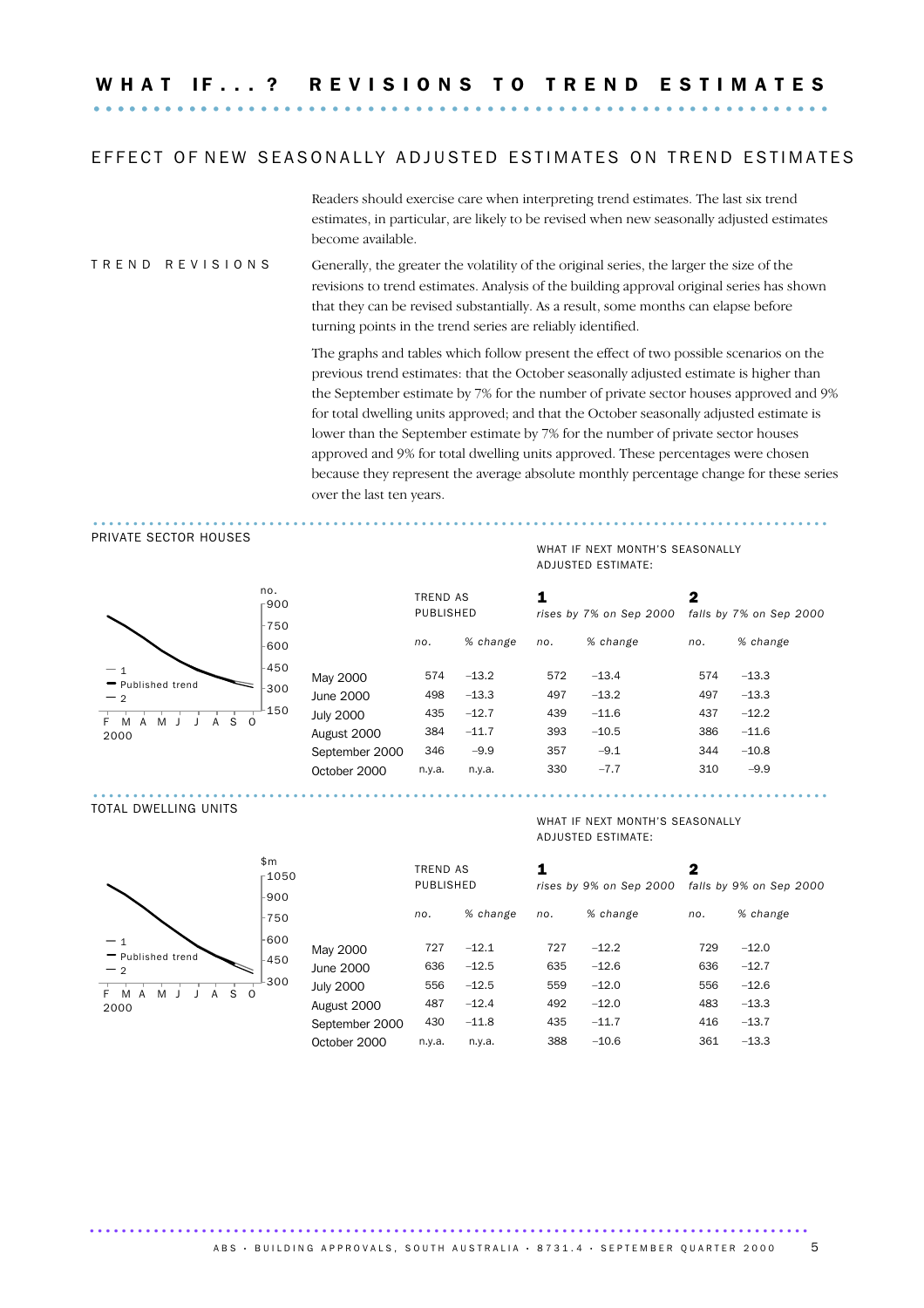# WHAT IF...? REVISIONS TO TREND ESTIMATES

## EFFECT OF NEW SEASONALLY ADJUSTED ESTIMATES ON TREND ESTIMATES

Readers should exercise care when interpreting trend estimates. The last six trend estimates, in particular, are likely to be revised when new seasonally adjusted estimates become available.

### TREND REVISIONS

Generally, the greater the volatility of the original series, the larger the size of the revisions to trend estimates. Analysis of the building approval original series has shown that they can be revised substantially. As a result, some months can elapse before turning points in the trend series are reliably identified.

The graphs and tables which follow present the effect of two possible scenarios on the previous trend estimates: that the October seasonally adjusted estimate is higher than the September estimate by 7% for the number of private sector houses approved and 9% for total dwelling units approved; and that the October seasonally adjusted estimate is lower than the September estimate by 7% for the number of private sector houses approved and 9% for total dwelling units approved. These percentages were chosen because they represent the average absolute monthly percentage change for these series over the last ten years.

### PRIVATE SECTOR HOUSES

WHAT IF NEXT MONTH'S SEASONALLY ADJUSTED ESTIMATE:

| | TREND AS PUBLISHED | | **1** rises by 7% on Sep 2000 | | **2** falls by 7% on Sep 2000 | |
|---|---|---|---|---|---|---|
| | *no.* | *% change* | *no.* | *% change* | *no.* | *% change* |
| May 2000 | 574 | −13.2 | 572 | −13.4 | 574 | −13.3 |
| June 2000 | 498 | −13.3 | 497 | −13.2 | 497 | −13.3 |
| July 2000 | 435 | −12.7 | 439 | −11.6 | 437 | −12.2 |
| August 2000 | 384 | −11.7 | 393 | −10.5 | 386 | −11.6 |
| September 2000 | 346 | −9.9 | 357 | −9.1 | 344 | −10.8 |
| October 2000 | n.y.a. | n.y.a. | 330 | −7.7 | 310 | −9.9 |

### TOTAL DWELLING UNITS

WHAT IF NEXT MONTH'S SEASONALLY ADJUSTED ESTIMATE:

| | TREND AS PUBLISHED | | **1** rises by 9% on Sep 2000 | | **2** falls by 9% on Sep 2000 | |
|---|---|---|---|---|---|---|
| | *no.* | *% change* | *no.* | *% change* | *no.* | *% change* |
| May 2000 | 727 | −12.1 | 727 | −12.2 | 729 | −12.0 |
| June 2000 | 636 | −12.5 | 635 | −12.6 | 636 | −12.7 |
| July 2000 | 556 | −12.5 | 559 | −12.0 | 556 | −12.6 |
| August 2000 | 487 | −12.4 | 492 | −12.0 | 483 | −13.3 |
| September 2000 | 430 | −11.8 | 435 | −11.7 | 416 | −13.7 |
| October 2000 | n.y.a. | n.y.a. | 388 | −10.6 | 361 | −13.3 |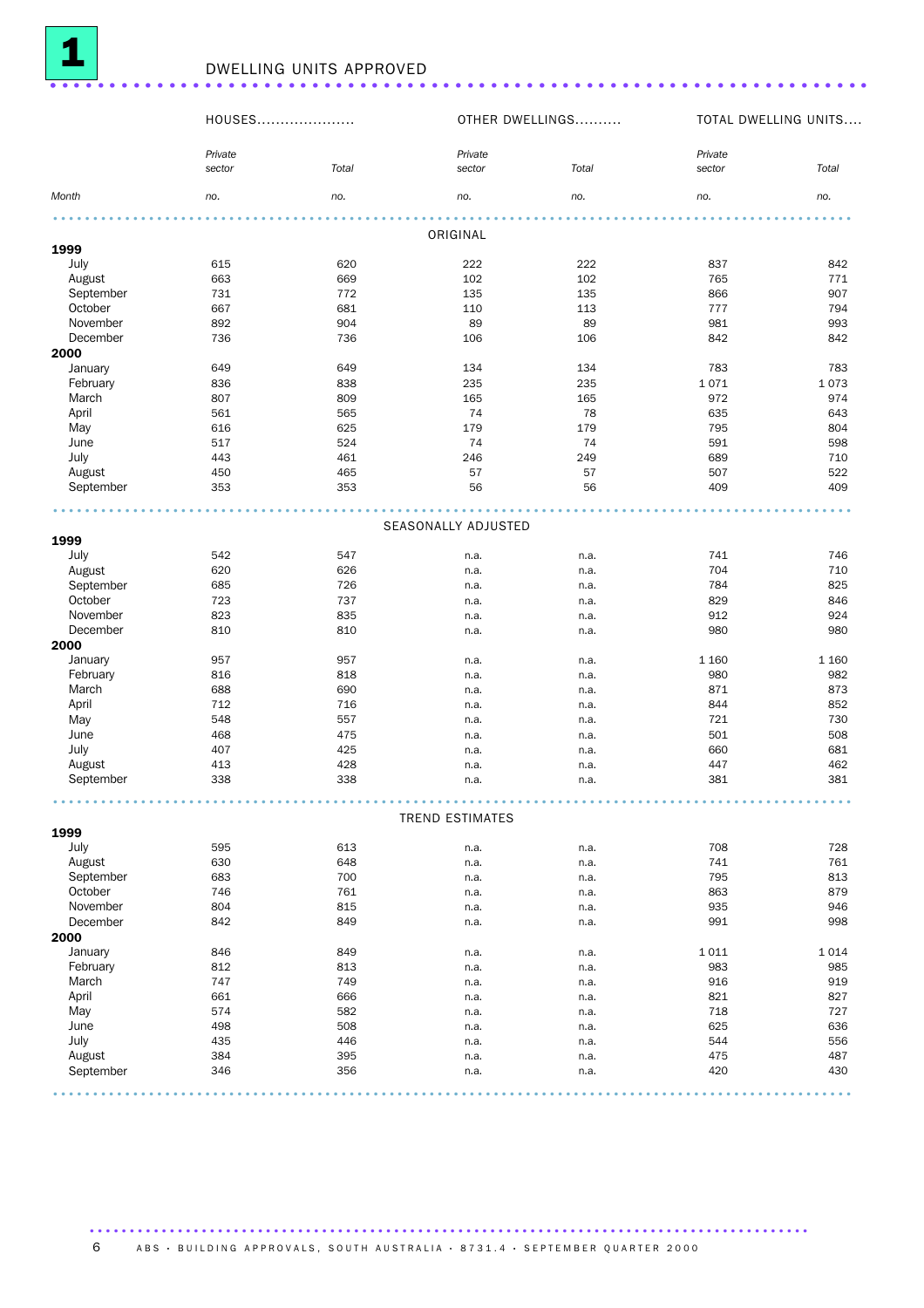# 1 DWELLING UNITS APPROVED

| | HOUSES | | OTHER DWELLINGS | | TOTAL DWELLING UNITS | |
|---|---|---|---|---|---|---|
| | Private sector | Total | Private sector | Total | Private sector | Total |
| Month | no. | no. | no. | no. | no. | no. |
| **ORIGINAL** | | | | | | |
| **1999** | | | | | | |
| July | 615 | 620 | 222 | 222 | 837 | 842 |
| August | 663 | 669 | 102 | 102 | 765 | 771 |
| September | 731 | 772 | 135 | 135 | 866 | 907 |
| October | 667 | 681 | 110 | 113 | 777 | 794 |
| November | 892 | 904 | 89 | 89 | 981 | 993 |
| December | 736 | 736 | 106 | 106 | 842 | 842 |
| **2000** | | | | | | |
| January | 649 | 649 | 134 | 134 | 783 | 783 |
| February | 836 | 838 | 235 | 235 | 1 071 | 1 073 |
| March | 807 | 809 | 165 | 165 | 972 | 974 |
| April | 561 | 565 | 74 | 78 | 635 | 643 |
| May | 616 | 625 | 179 | 179 | 795 | 804 |
| June | 517 | 524 | 74 | 74 | 591 | 598 |
| July | 443 | 461 | 246 | 249 | 689 | 710 |
| August | 450 | 465 | 57 | 57 | 507 | 522 |
| September | 353 | 353 | 56 | 56 | 409 | 409 |
| **SEASONALLY ADJUSTED** | | | | | | |
| **1999** | | | | | | |
| July | 542 | 547 | n.a. | n.a. | 741 | 746 |
| August | 620 | 626 | n.a. | n.a. | 704 | 710 |
| September | 685 | 726 | n.a. | n.a. | 784 | 825 |
| October | 723 | 737 | n.a. | n.a. | 829 | 846 |
| November | 823 | 835 | n.a. | n.a. | 912 | 924 |
| December | 810 | 810 | n.a. | n.a. | 980 | 980 |
| **2000** | | | | | | |
| January | 957 | 957 | n.a. | n.a. | 1 160 | 1 160 |
| February | 816 | 818 | n.a. | n.a. | 980 | 982 |
| March | 688 | 690 | n.a. | n.a. | 871 | 873 |
| April | 712 | 716 | n.a. | n.a. | 844 | 852 |
| May | 548 | 557 | n.a. | n.a. | 721 | 730 |
| June | 468 | 475 | n.a. | n.a. | 501 | 508 |
| July | 407 | 425 | n.a. | n.a. | 660 | 681 |
| August | 413 | 428 | n.a. | n.a. | 447 | 462 |
| September | 338 | 338 | n.a. | n.a. | 381 | 381 |
| **TREND ESTIMATES** | | | | | | |
| **1999** | | | | | | |
| July | 595 | 613 | n.a. | n.a. | 708 | 728 |
| August | 630 | 648 | n.a. | n.a. | 741 | 761 |
| September | 683 | 700 | n.a. | n.a. | 795 | 813 |
| October | 746 | 761 | n.a. | n.a. | 863 | 879 |
| November | 804 | 815 | n.a. | n.a. | 935 | 946 |
| December | 842 | 849 | n.a. | n.a. | 991 | 998 |
| **2000** | | | | | | |
| January | 846 | 849 | n.a. | n.a. | 1 011 | 1 014 |
| February | 812 | 813 | n.a. | n.a. | 983 | 985 |
| March | 747 | 749 | n.a. | n.a. | 916 | 919 |
| April | 661 | 666 | n.a. | n.a. | 821 | 827 |
| May | 574 | 582 | n.a. | n.a. | 718 | 727 |
| June | 498 | 508 | n.a. | n.a. | 625 | 636 |
| July | 435 | 446 | n.a. | n.a. | 544 | 556 |
| August | 384 | 395 | n.a. | n.a. | 475 | 487 |
| September | 346 | 356 | n.a. | n.a. | 420 | 430 |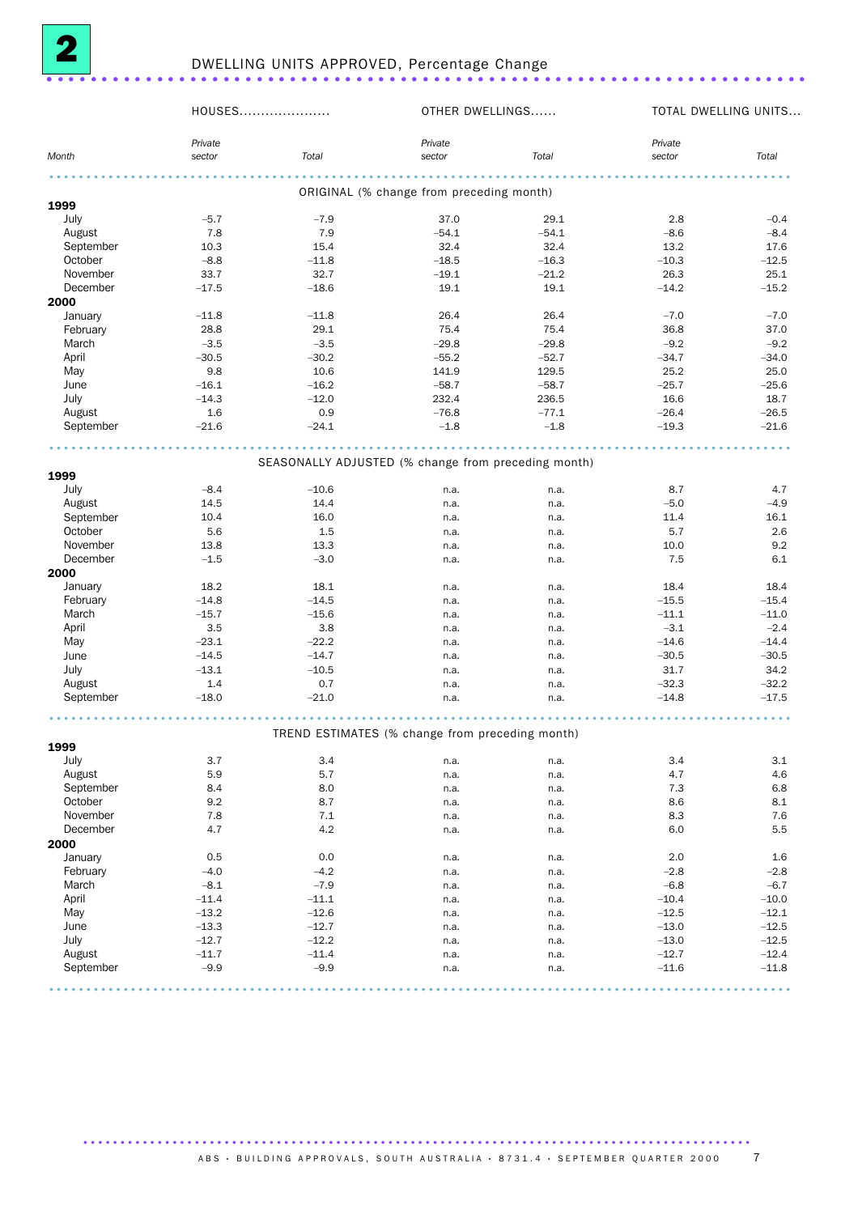## 2 DWELLING UNITS APPROVED, Percentage Change

| Month | HOUSES Private sector | HOUSES Total | OTHER DWELLINGS Private sector | OTHER DWELLINGS Total | TOTAL DWELLING UNITS Private sector | TOTAL DWELLING UNITS Total |
|---|---|---|---|---|---|---|
| **ORIGINAL (% change from preceding month)** | | | | | | |
| **1999** | | | | | | |
| July | –5.7 | –7.9 | 37.0 | 29.1 | 2.8 | –0.4 |
| August | 7.8 | 7.9 | –54.1 | –54.1 | –8.6 | –8.4 |
| September | 10.3 | 15.4 | 32.4 | 32.4 | 13.2 | 17.6 |
| October | –8.8 | –11.8 | –18.5 | –16.3 | –10.3 | –12.5 |
| November | 33.7 | 32.7 | –19.1 | –21.2 | 26.3 | 25.1 |
| December | –17.5 | –18.6 | 19.1 | 19.1 | –14.2 | –15.2 |
| **2000** | | | | | | |
| January | –11.8 | –11.8 | 26.4 | 26.4 | –7.0 | –7.0 |
| February | 28.8 | 29.1 | 75.4 | 75.4 | 36.8 | 37.0 |
| March | –3.5 | –3.5 | –29.8 | –29.8 | –9.2 | –9.2 |
| April | –30.5 | –30.2 | –55.2 | –52.7 | –34.7 | –34.0 |
| May | 9.8 | 10.6 | 141.9 | 129.5 | 25.2 | 25.0 |
| June | –16.1 | –16.2 | –58.7 | –58.7 | –25.7 | –25.6 |
| July | –14.3 | –12.0 | 232.4 | 236.5 | 16.6 | 18.7 |
| August | 1.6 | 0.9 | –76.8 | –77.1 | –26.4 | –26.5 |
| September | –21.6 | –24.1 | –1.8 | –1.8 | –19.3 | –21.6 |
| **SEASONALLY ADJUSTED (% change from preceding month)** | | | | | | |
| **1999** | | | | | | |
| July | –8.4 | –10.6 | n.a. | n.a. | 8.7 | 4.7 |
| August | 14.5 | 14.4 | n.a. | n.a. | –5.0 | –4.9 |
| September | 10.4 | 16.0 | n.a. | n.a. | 11.4 | 16.1 |
| October | 5.6 | 1.5 | n.a. | n.a. | 5.7 | 2.6 |
| November | 13.8 | 13.3 | n.a. | n.a. | 10.0 | 9.2 |
| December | –1.5 | –3.0 | n.a. | n.a. | 7.5 | 6.1 |
| **2000** | | | | | | |
| January | 18.2 | 18.1 | n.a. | n.a. | 18.4 | 18.4 |
| February | –14.8 | –14.5 | n.a. | n.a. | –15.5 | –15.4 |
| March | –15.7 | –15.6 | n.a. | n.a. | –11.1 | –11.0 |
| April | 3.5 | 3.8 | n.a. | n.a. | –3.1 | –2.4 |
| May | –23.1 | –22.2 | n.a. | n.a. | –14.6 | –14.4 |
| June | –14.5 | –14.7 | n.a. | n.a. | –30.5 | –30.5 |
| July | –13.1 | –10.5 | n.a. | n.a. | 31.7 | 34.2 |
| August | 1.4 | 0.7 | n.a. | n.a. | –32.3 | –32.2 |
| September | –18.0 | –21.0 | n.a. | n.a. | –14.8 | –17.5 |
| **TREND ESTIMATES (% change from preceding month)** | | | | | | |
| **1999** | | | | | | |
| July | 3.7 | 3.4 | n.a. | n.a. | 3.4 | 3.1 |
| August | 5.9 | 5.7 | n.a. | n.a. | 4.7 | 4.6 |
| September | 8.4 | 8.0 | n.a. | n.a. | 7.3 | 6.8 |
| October | 9.2 | 8.7 | n.a. | n.a. | 8.6 | 8.1 |
| November | 7.8 | 7.1 | n.a. | n.a. | 8.3 | 7.6 |
| December | 4.7 | 4.2 | n.a. | n.a. | 6.0 | 5.5 |
| **2000** | | | | | | |
| January | 0.5 | 0.0 | n.a. | n.a. | 2.0 | 1.6 |
| February | –4.0 | –4.2 | n.a. | n.a. | –2.8 | –2.8 |
| March | –8.1 | –7.9 | n.a. | n.a. | –6.8 | –6.7 |
| April | –11.4 | –11.1 | n.a. | n.a. | –10.4 | –10.0 |
| May | –13.2 | –12.6 | n.a. | n.a. | –12.5 | –12.1 |
| June | –13.3 | –12.7 | n.a. | n.a. | –13.0 | –12.5 |
| July | –12.7 | –12.2 | n.a. | n.a. | –13.0 | –12.5 |
| August | –11.7 | –11.4 | n.a. | n.a. | –12.7 | –12.4 |
| September | –9.9 | –9.9 | n.a. | n.a. | –11.6 | –11.8 |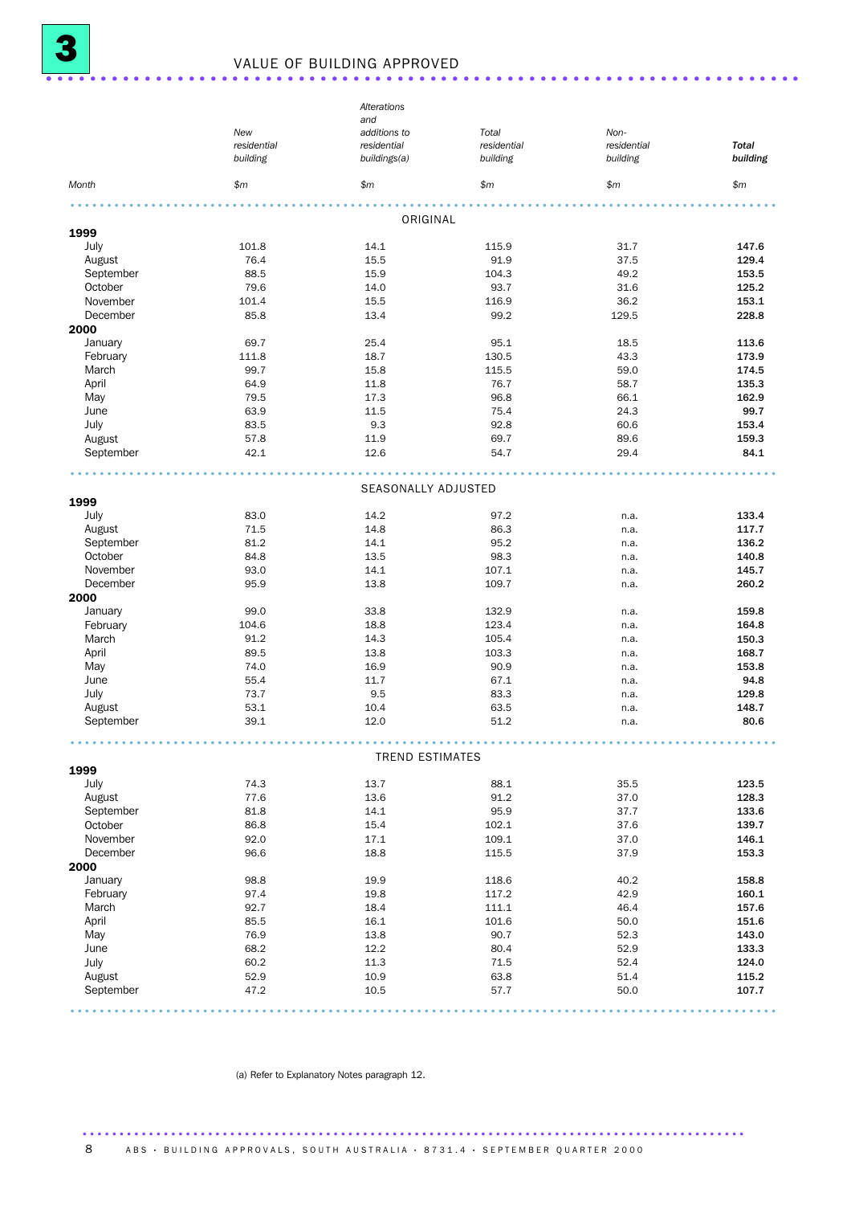# 3 VALUE OF BUILDING APPROVED

| Month | New residential building | Alterations and additions to residential buildings(a) | Total residential building | Non-residential building | **Total building** |
|---|---|---|---|---|---|
| | $m | $m | $m | $m | $m |
| **ORIGINAL** | | | | | |
| **1999** | | | | | |
| July | 101.8 | 14.1 | 115.9 | 31.7 | **147.6** |
| August | 76.4 | 15.5 | 91.9 | 37.5 | **129.4** |
| September | 88.5 | 15.9 | 104.3 | 49.2 | **153.5** |
| October | 79.6 | 14.0 | 93.7 | 31.6 | **125.2** |
| November | 101.4 | 15.5 | 116.9 | 36.2 | **153.1** |
| December | 85.8 | 13.4 | 99.2 | 129.5 | **228.8** |
| **2000** | | | | | |
| January | 69.7 | 25.4 | 95.1 | 18.5 | **113.6** |
| February | 111.8 | 18.7 | 130.5 | 43.3 | **173.9** |
| March | 99.7 | 15.8 | 115.5 | 59.0 | **174.5** |
| April | 64.9 | 11.8 | 76.7 | 58.7 | **135.3** |
| May | 79.5 | 17.3 | 96.8 | 66.1 | **162.9** |
| June | 63.9 | 11.5 | 75.4 | 24.3 | **99.7** |
| July | 83.5 | 9.3 | 92.8 | 60.6 | **153.4** |
| August | 57.8 | 11.9 | 69.7 | 89.6 | **159.3** |
| September | 42.1 | 12.6 | 54.7 | 29.4 | **84.1** |
| **SEASONALLY ADJUSTED** | | | | | |
| **1999** | | | | | |
| July | 83.0 | 14.2 | 97.2 | n.a. | **133.4** |
| August | 71.5 | 14.8 | 86.3 | n.a. | **117.7** |
| September | 81.2 | 14.1 | 95.2 | n.a. | **136.2** |
| October | 84.8 | 13.5 | 98.3 | n.a. | **140.8** |
| November | 93.0 | 14.1 | 107.1 | n.a. | **145.7** |
| December | 95.9 | 13.8 | 109.7 | n.a. | **260.2** |
| **2000** | | | | | |
| January | 99.0 | 33.8 | 132.9 | n.a. | **159.8** |
| February | 104.6 | 18.8 | 123.4 | n.a. | **164.8** |
| March | 91.2 | 14.3 | 105.4 | n.a. | **150.3** |
| April | 89.5 | 13.8 | 103.3 | n.a. | **168.7** |
| May | 74.0 | 16.9 | 90.9 | n.a. | **153.8** |
| June | 55.4 | 11.7 | 67.1 | n.a. | **94.8** |
| July | 73.7 | 9.5 | 83.3 | n.a. | **129.8** |
| August | 53.1 | 10.4 | 63.5 | n.a. | **148.7** |
| September | 39.1 | 12.0 | 51.2 | n.a. | **80.6** |
| **TREND ESTIMATES** | | | | | |
| **1999** | | | | | |
| July | 74.3 | 13.7 | 88.1 | 35.5 | **123.5** |
| August | 77.6 | 13.6 | 91.2 | 37.0 | **128.3** |
| September | 81.8 | 14.1 | 95.9 | 37.7 | **133.6** |
| October | 86.8 | 15.4 | 102.1 | 37.6 | **139.7** |
| November | 92.0 | 17.1 | 109.1 | 37.0 | **146.1** |
| December | 96.6 | 18.8 | 115.5 | 37.9 | **153.3** |
| **2000** | | | | | |
| January | 98.8 | 19.9 | 118.6 | 40.2 | **158.8** |
| February | 97.4 | 19.8 | 117.2 | 42.9 | **160.1** |
| March | 92.7 | 18.4 | 111.1 | 46.4 | **157.6** |
| April | 85.5 | 16.1 | 101.6 | 50.0 | **151.6** |
| May | 76.9 | 13.8 | 90.7 | 52.3 | **143.0** |
| June | 68.2 | 12.2 | 80.4 | 52.9 | **133.3** |
| July | 60.2 | 11.3 | 71.5 | 52.4 | **124.0** |
| August | 52.9 | 10.9 | 63.8 | 51.4 | **115.2** |
| September | 47.2 | 10.5 | 57.7 | 50.0 | **107.7** |

(a) Refer to Explanatory Notes paragraph 12.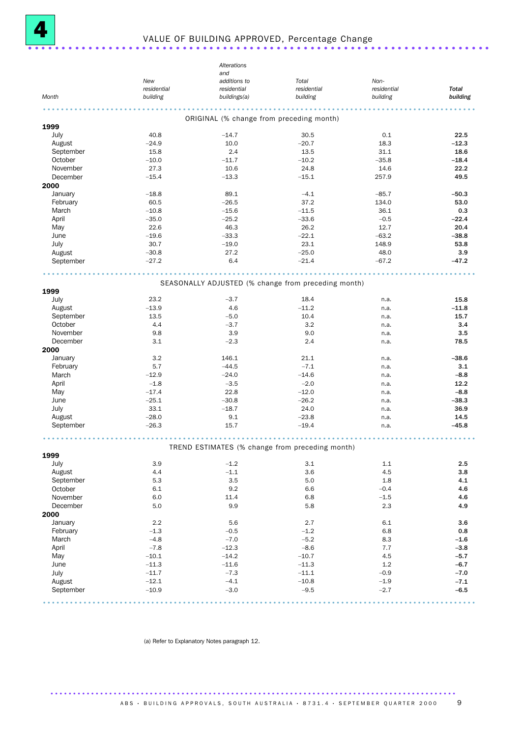# 4 VALUE OF BUILDING APPROVED, Percentage Change

| Month | New residential building | Alterations and additions to residential buildings(a) | Total residential building | Non-residential building | **Total building** |
|---|---|---|---|---|---|
| | | **ORIGINAL (% change from preceding month)** | | | |
| **1999** | | | | | |
| July | 40.8 | –14.7 | 30.5 | 0.1 | **22.5** |
| August | –24.9 | 10.0 | –20.7 | 18.3 | **–12.3** |
| September | 15.8 | 2.4 | 13.5 | 31.1 | **18.6** |
| October | –10.0 | –11.7 | –10.2 | –35.8 | **–18.4** |
| November | 27.3 | 10.6 | 24.8 | 14.6 | **22.2** |
| December | –15.4 | –13.3 | –15.1 | 257.9 | **49.5** |
| **2000** | | | | | |
| January | –18.8 | 89.1 | –4.1 | –85.7 | **–50.3** |
| February | 60.5 | –26.5 | 37.2 | 134.0 | **53.0** |
| March | –10.8 | –15.6 | –11.5 | 36.1 | **0.3** |
| April | –35.0 | –25.2 | –33.6 | –0.5 | **–22.4** |
| May | 22.6 | 46.3 | 26.2 | 12.7 | **20.4** |
| June | –19.6 | –33.3 | –22.1 | –63.2 | **–38.8** |
| July | 30.7 | –19.0 | 23.1 | 148.9 | **53.8** |
| August | –30.8 | 27.2 | –25.0 | 48.0 | **3.9** |
| September | –27.2 | 6.4 | –21.4 | –67.2 | **–47.2** |
| | | **SEASONALLY ADJUSTED (% change from preceding month)** | | | |
| **1999** | | | | | |
| July | 23.2 | –3.7 | 18.4 | n.a. | **15.8** |
| August | –13.9 | 4.6 | –11.2 | n.a. | **–11.8** |
| September | 13.5 | –5.0 | 10.4 | n.a. | **15.7** |
| October | 4.4 | –3.7 | 3.2 | n.a. | **3.4** |
| November | 9.8 | 3.9 | 9.0 | n.a. | **3.5** |
| December | 3.1 | –2.3 | 2.4 | n.a. | **78.5** |
| **2000** | | | | | |
| January | 3.2 | 146.1 | 21.1 | n.a. | **–38.6** |
| February | 5.7 | –44.5 | –7.1 | n.a. | **3.1** |
| March | –12.9 | –24.0 | –14.6 | n.a. | **–8.8** |
| April | –1.8 | –3.5 | –2.0 | n.a. | **12.2** |
| May | –17.4 | 22.8 | –12.0 | n.a. | **–8.8** |
| June | –25.1 | –30.8 | –26.2 | n.a. | **–38.3** |
| July | 33.1 | –18.7 | 24.0 | n.a. | **36.9** |
| August | –28.0 | 9.1 | –23.8 | n.a. | **14.5** |
| September | –26.3 | 15.7 | –19.4 | n.a. | **–45.8** |
| | | **TREND ESTIMATES (% change from preceding month)** | | | |
| **1999** | | | | | |
| July | 3.9 | –1.2 | 3.1 | 1.1 | **2.5** |
| August | 4.4 | –1.1 | 3.6 | 4.5 | **3.8** |
| September | 5.3 | 3.5 | 5.0 | 1.8 | **4.1** |
| October | 6.1 | 9.2 | 6.6 | –0.4 | **4.6** |
| November | 6.0 | 11.4 | 6.8 | –1.5 | **4.6** |
| December | 5.0 | 9.9 | 5.8 | 2.3 | **4.9** |
| **2000** | | | | | |
| January | 2.2 | 5.6 | 2.7 | 6.1 | **3.6** |
| February | –1.3 | –0.5 | –1.2 | 6.8 | **0.8** |
| March | –4.8 | –7.0 | –5.2 | 8.3 | **–1.6** |
| April | –7.8 | –12.3 | –8.6 | 7.7 | **–3.8** |
| May | –10.1 | –14.2 | –10.7 | 4.5 | **–5.7** |
| June | –11.3 | –11.6 | –11.3 | 1.2 | **–6.7** |
| July | –11.7 | –7.3 | –11.1 | –0.9 | **–7.0** |
| August | –12.1 | –4.1 | –10.8 | –1.9 | **–7.1** |
| September | –10.9 | –3.0 | –9.5 | –2.7 | **–6.5** |

(a) Refer to Explanatory Notes paragraph 12.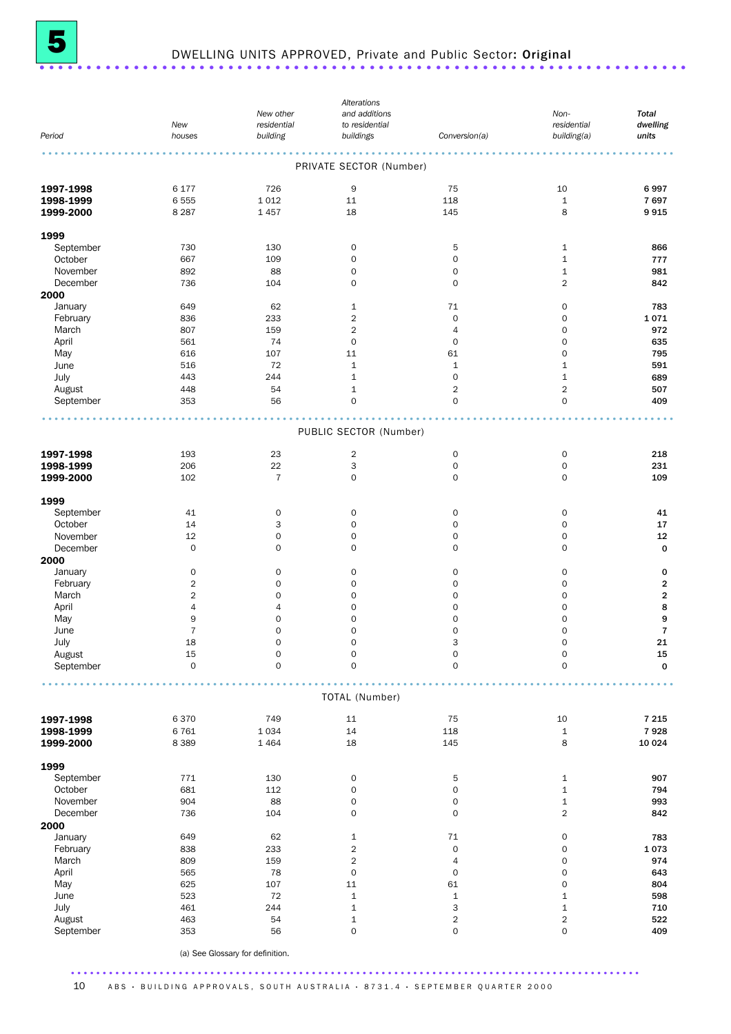# 5 DWELLING UNITS APPROVED, Private and Public Sector: **Original**

| *Period* | *New houses* | *New other residential building* | *Alterations and additions to residential buildings* | *Conversion(a)* | *Non-residential building(a)* | ***Total dwelling units*** |
|---|---|---|---|---|---|---|
| | | | PRIVATE SECTOR (Number) | | | |
| **1997-1998** | 6 177 | 726 | 9 | 75 | 10 | **6 997** |
| **1998-1999** | 6 555 | 1 012 | 11 | 118 | 1 | **7 697** |
| **1999-2000** | 8 287 | 1 457 | 18 | 145 | 8 | **9 915** |
| **1999** | | | | | | |
| September | 730 | 130 | 0 | 5 | 1 | **866** |
| October | 667 | 109 | 0 | 0 | 1 | **777** |
| November | 892 | 88 | 0 | 0 | 1 | **981** |
| December | 736 | 104 | 0 | 0 | 2 | **842** |
| **2000** | | | | | | |
| January | 649 | 62 | 1 | 71 | 0 | **783** |
| February | 836 | 233 | 2 | 0 | 0 | **1 071** |
| March | 807 | 159 | 2 | 4 | 0 | **972** |
| April | 561 | 74 | 0 | 0 | 0 | **635** |
| May | 616 | 107 | 11 | 61 | 0 | **795** |
| June | 516 | 72 | 1 | 1 | 1 | **591** |
| July | 443 | 244 | 1 | 0 | 1 | **689** |
| August | 448 | 54 | 1 | 2 | 2 | **507** |
| September | 353 | 56 | 0 | 0 | 0 | **409** |
| | | | PUBLIC SECTOR (Number) | | | |
| **1997-1998** | 193 | 23 | 2 | 0 | 0 | **218** |
| **1998-1999** | 206 | 22 | 3 | 0 | 0 | **231** |
| **1999-2000** | 102 | 7 | 0 | 0 | 0 | **109** |
| **1999** | | | | | | |
| September | 41 | 0 | 0 | 0 | 0 | **41** |
| October | 14 | 3 | 0 | 0 | 0 | **17** |
| November | 12 | 0 | 0 | 0 | 0 | **12** |
| December | 0 | 0 | 0 | 0 | 0 | **0** |
| **2000** | | | | | | |
| January | 0 | 0 | 0 | 0 | 0 | **0** |
| February | 2 | 0 | 0 | 0 | 0 | **2** |
| March | 2 | 0 | 0 | 0 | 0 | **2** |
| April | 4 | 4 | 0 | 0 | 0 | **8** |
| May | 9 | 0 | 0 | 0 | 0 | **9** |
| June | 7 | 0 | 0 | 0 | 0 | **7** |
| July | 18 | 0 | 0 | 3 | 0 | **21** |
| August | 15 | 0 | 0 | 0 | 0 | **15** |
| September | 0 | 0 | 0 | 0 | 0 | **0** |
| | | | TOTAL (Number) | | | |
| **1997-1998** | 6 370 | 749 | 11 | 75 | 10 | **7 215** |
| **1998-1999** | 6 761 | 1 034 | 14 | 118 | 1 | **7 928** |
| **1999-2000** | 8 389 | 1 464 | 18 | 145 | 8 | **10 024** |
| **1999** | | | | | | |
| September | 771 | 130 | 0 | 5 | 1 | **907** |
| October | 681 | 112 | 0 | 0 | 1 | **794** |
| November | 904 | 88 | 0 | 0 | 1 | **993** |
| December | 736 | 104 | 0 | 0 | 2 | **842** |
| **2000** | | | | | | |
| January | 649 | 62 | 1 | 71 | 0 | **783** |
| February | 838 | 233 | 2 | 0 | 0 | **1 073** |
| March | 809 | 159 | 2 | 4 | 0 | **974** |
| April | 565 | 78 | 0 | 0 | 0 | **643** |
| May | 625 | 107 | 11 | 61 | 0 | **804** |
| June | 523 | 72 | 1 | 1 | 1 | **598** |
| July | 461 | 244 | 1 | 3 | 1 | **710** |
| August | 463 | 54 | 1 | 2 | 2 | **522** |
| September | 353 | 56 | 0 | 0 | 0 | **409** |

(a) See Glossary for definition.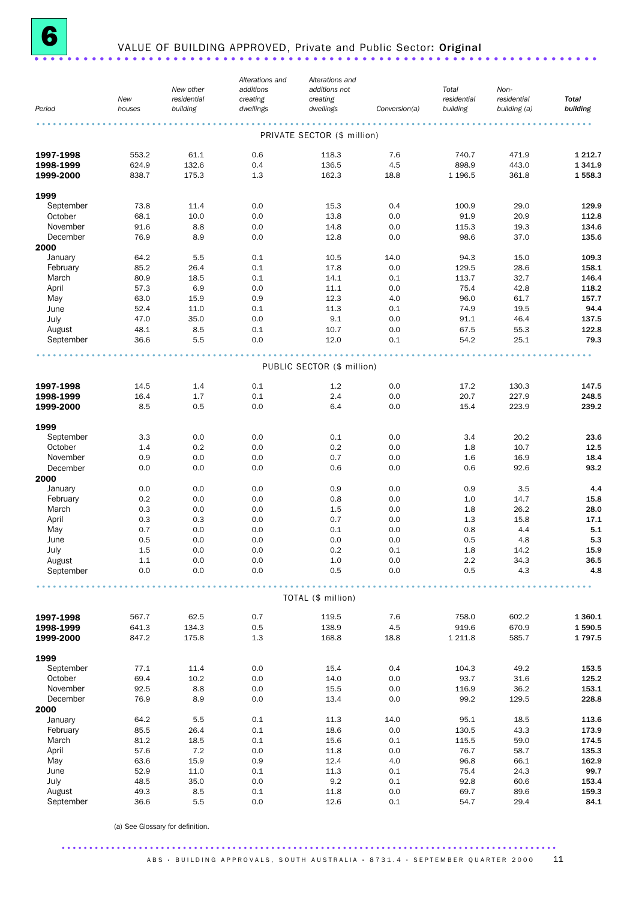# 6 VALUE OF BUILDING APPROVED, Private and Public Sector: **Original**

| Period | New houses | New other residential building | Alterations and additions creating dwellings | Alterations and additions not creating dwellings | Conversion(a) | Total residential building | Non-residential building (a) | **Total building** |
|---|---|---|---|---|---|---|---|---|
| | | | | PRIVATE SECTOR ($ million) | | | | |
| **1997-1998** | 553.2 | 61.1 | 0.6 | 118.3 | 7.6 | 740.7 | 471.9 | **1 212.7** |
| **1998-1999** | 624.9 | 132.6 | 0.4 | 136.5 | 4.5 | 898.9 | 443.0 | **1 341.9** |
| **1999-2000** | 838.7 | 175.3 | 1.3 | 162.3 | 18.8 | 1 196.5 | 361.8 | **1 558.3** |
| **1999** | | | | | | | | |
| September | 73.8 | 11.4 | 0.0 | 15.3 | 0.4 | 100.9 | 29.0 | **129.9** |
| October | 68.1 | 10.0 | 0.0 | 13.8 | 0.0 | 91.9 | 20.9 | **112.8** |
| November | 91.6 | 8.8 | 0.0 | 14.8 | 0.0 | 115.3 | 19.3 | **134.6** |
| December | 76.9 | 8.9 | 0.0 | 12.8 | 0.0 | 98.6 | 37.0 | **135.6** |
| **2000** | | | | | | | | |
| January | 64.2 | 5.5 | 0.1 | 10.5 | 14.0 | 94.3 | 15.0 | **109.3** |
| February | 85.2 | 26.4 | 0.1 | 17.8 | 0.0 | 129.5 | 28.6 | **158.1** |
| March | 80.9 | 18.5 | 0.1 | 14.1 | 0.1 | 113.7 | 32.7 | **146.4** |
| April | 57.3 | 6.9 | 0.0 | 11.1 | 0.0 | 75.4 | 42.8 | **118.2** |
| May | 63.0 | 15.9 | 0.9 | 12.3 | 4.0 | 96.0 | 61.7 | **157.7** |
| June | 52.4 | 11.0 | 0.1 | 11.3 | 0.1 | 74.9 | 19.5 | **94.4** |
| July | 47.0 | 35.0 | 0.0 | 9.1 | 0.0 | 91.1 | 46.4 | **137.5** |
| August | 48.1 | 8.5 | 0.1 | 10.7 | 0.0 | 67.5 | 55.3 | **122.8** |
| September | 36.6 | 5.5 | 0.0 | 12.0 | 0.1 | 54.2 | 25.1 | **79.3** |
| | | | | PUBLIC SECTOR ($ million) | | | | |
| **1997-1998** | 14.5 | 1.4 | 0.1 | 1.2 | 0.0 | 17.2 | 130.3 | **147.5** |
| **1998-1999** | 16.4 | 1.7 | 0.1 | 2.4 | 0.0 | 20.7 | 227.9 | **248.5** |
| **1999-2000** | 8.5 | 0.5 | 0.0 | 6.4 | 0.0 | 15.4 | 223.9 | **239.2** |
| **1999** | | | | | | | | |
| September | 3.3 | 0.0 | 0.0 | 0.1 | 0.0 | 3.4 | 20.2 | **23.6** |
| October | 1.4 | 0.2 | 0.0 | 0.2 | 0.0 | 1.8 | 10.7 | **12.5** |
| November | 0.9 | 0.0 | 0.0 | 0.7 | 0.0 | 1.6 | 16.9 | **18.4** |
| December | 0.0 | 0.0 | 0.0 | 0.6 | 0.0 | 0.6 | 92.6 | **93.2** |
| **2000** | | | | | | | | |
| January | 0.0 | 0.0 | 0.0 | 0.9 | 0.0 | 0.9 | 3.5 | **4.4** |
| February | 0.2 | 0.0 | 0.0 | 0.8 | 0.0 | 1.0 | 14.7 | **15.8** |
| March | 0.3 | 0.0 | 0.0 | 1.5 | 0.0 | 1.8 | 26.2 | **28.0** |
| April | 0.3 | 0.3 | 0.0 | 0.7 | 0.0 | 1.3 | 15.8 | **17.1** |
| May | 0.7 | 0.0 | 0.0 | 0.1 | 0.0 | 0.8 | 4.4 | **5.1** |
| June | 0.5 | 0.0 | 0.0 | 0.0 | 0.0 | 0.5 | 4.8 | **5.3** |
| July | 1.5 | 0.0 | 0.0 | 0.2 | 0.1 | 1.8 | 14.2 | **15.9** |
| August | 1.1 | 0.0 | 0.0 | 1.0 | 0.0 | 2.2 | 34.3 | **36.5** |
| September | 0.0 | 0.0 | 0.0 | 0.5 | 0.0 | 0.5 | 4.3 | **4.8** |
| | | | | TOTAL ($ million) | | | | |
| **1997-1998** | 567.7 | 62.5 | 0.7 | 119.5 | 7.6 | 758.0 | 602.2 | **1 360.1** |
| **1998-1999** | 641.3 | 134.3 | 0.5 | 138.9 | 4.5 | 919.6 | 670.9 | **1 590.5** |
| **1999-2000** | 847.2 | 175.8 | 1.3 | 168.8 | 18.8 | 1 211.8 | 585.7 | **1 797.5** |
| **1999** | | | | | | | | |
| September | 77.1 | 11.4 | 0.0 | 15.4 | 0.4 | 104.3 | 49.2 | **153.5** |
| October | 69.4 | 10.2 | 0.0 | 14.0 | 0.0 | 93.7 | 31.6 | **125.2** |
| November | 92.5 | 8.8 | 0.0 | 15.5 | 0.0 | 116.9 | 36.2 | **153.1** |
| December | 76.9 | 8.9 | 0.0 | 13.4 | 0.0 | 99.2 | 129.5 | **228.8** |
| **2000** | | | | | | | | |
| January | 64.2 | 5.5 | 0.1 | 11.3 | 14.0 | 95.1 | 18.5 | **113.6** |
| February | 85.5 | 26.4 | 0.1 | 18.6 | 0.0 | 130.5 | 43.3 | **173.9** |
| March | 81.2 | 18.5 | 0.1 | 15.6 | 0.1 | 115.5 | 59.0 | **174.5** |
| April | 57.6 | 7.2 | 0.0 | 11.8 | 0.0 | 76.7 | 58.7 | **135.3** |
| May | 63.6 | 15.9 | 0.9 | 12.4 | 4.0 | 96.8 | 66.1 | **162.9** |
| June | 52.9 | 11.0 | 0.1 | 11.3 | 0.1 | 75.4 | 24.3 | **99.7** |
| July | 48.5 | 35.0 | 0.0 | 9.2 | 0.1 | 92.8 | 60.6 | **153.4** |
| August | 49.3 | 8.5 | 0.1 | 11.8 | 0.0 | 69.7 | 89.6 | **159.3** |
| September | 36.6 | 5.5 | 0.0 | 12.6 | 0.1 | 54.7 | 29.4 | **84.1** |

(a) See Glossary for definition.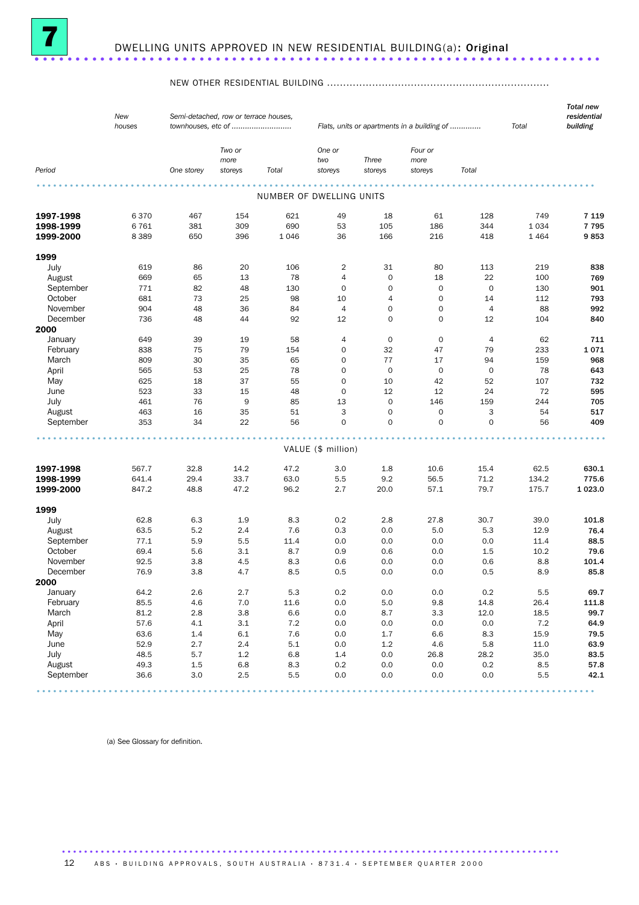# 7 DWELLING UNITS APPROVED IN NEW RESIDENTIAL BUILDING(a): **Original**

| Period | New houses | NEW OTHER RESIDENTIAL BUILDING: Semi-detached, row or terrace houses, townhouses, etc of: One storey | Two or more storeys | Total | Flats, units or apartments in a building of: One or two storeys | Three storeys | Four or more storeys | Total | Total | Total new residential building |
|---|---|---|---|---|---|---|---|---|---|---|
| | | | | | **NUMBER OF DWELLING UNITS** | | | | | |
| **1997-1998** | 6 370 | 467 | 154 | 621 | 49 | 18 | 61 | 128 | 749 | **7 119** |
| **1998-1999** | 6 761 | 381 | 309 | 690 | 53 | 105 | 186 | 344 | 1 034 | **7 795** |
| **1999-2000** | 8 389 | 650 | 396 | 1 046 | 36 | 166 | 216 | 418 | 1 464 | **9 853** |
| **1999** | | | | | | | | | | |
| July | 619 | 86 | 20 | 106 | 2 | 31 | 80 | 113 | 219 | **838** |
| August | 669 | 65 | 13 | 78 | 4 | 0 | 18 | 22 | 100 | **769** |
| September | 771 | 82 | 48 | 130 | 0 | 0 | 0 | 0 | 130 | **901** |
| October | 681 | 73 | 25 | 98 | 10 | 4 | 0 | 14 | 112 | **793** |
| November | 904 | 48 | 36 | 84 | 4 | 0 | 0 | 4 | 88 | **992** |
| December | 736 | 48 | 44 | 92 | 12 | 0 | 0 | 12 | 104 | **840** |
| **2000** | | | | | | | | | | |
| January | 649 | 39 | 19 | 58 | 4 | 0 | 0 | 4 | 62 | **711** |
| February | 838 | 75 | 79 | 154 | 0 | 32 | 47 | 79 | 233 | **1 071** |
| March | 809 | 30 | 35 | 65 | 0 | 77 | 17 | 94 | 159 | **968** |
| April | 565 | 53 | 25 | 78 | 0 | 0 | 0 | 0 | 78 | **643** |
| May | 625 | 18 | 37 | 55 | 0 | 10 | 42 | 52 | 107 | **732** |
| June | 523 | 33 | 15 | 48 | 0 | 12 | 12 | 24 | 72 | **595** |
| July | 461 | 76 | 9 | 85 | 13 | 0 | 146 | 159 | 244 | **705** |
| August | 463 | 16 | 35 | 51 | 3 | 0 | 0 | 3 | 54 | **517** |
| September | 353 | 34 | 22 | 56 | 0 | 0 | 0 | 0 | 56 | **409** |
| | | | | | **VALUE ($ million)** | | | | | |
| **1997-1998** | 567.7 | 32.8 | 14.2 | 47.2 | 3.0 | 1.8 | 10.6 | 15.4 | 62.5 | **630.1** |
| **1998-1999** | 641.4 | 29.4 | 33.7 | 63.0 | 5.5 | 9.2 | 56.5 | 71.2 | 134.2 | **775.6** |
| **1999-2000** | 847.2 | 48.8 | 47.2 | 96.2 | 2.7 | 20.0 | 57.1 | 79.7 | 175.7 | **1 023.0** |
| **1999** | | | | | | | | | | |
| July | 62.8 | 6.3 | 1.9 | 8.3 | 0.2 | 2.8 | 27.8 | 30.7 | 39.0 | **101.8** |
| August | 63.5 | 5.2 | 2.4 | 7.6 | 0.3 | 0.0 | 5.0 | 5.3 | 12.9 | **76.4** |
| September | 77.1 | 5.9 | 5.5 | 11.4 | 0.0 | 0.0 | 0.0 | 0.0 | 11.4 | **88.5** |
| October | 69.4 | 5.6 | 3.1 | 8.7 | 0.9 | 0.6 | 0.0 | 1.5 | 10.2 | **79.6** |
| November | 92.5 | 3.8 | 4.5 | 8.3 | 0.6 | 0.0 | 0.0 | 0.6 | 8.8 | **101.4** |
| December | 76.9 | 3.8 | 4.7 | 8.5 | 0.5 | 0.0 | 0.0 | 0.5 | 8.9 | **85.8** |
| **2000** | | | | | | | | | | |
| January | 64.2 | 2.6 | 2.7 | 5.3 | 0.2 | 0.0 | 0.0 | 0.2 | 5.5 | **69.7** |
| February | 85.5 | 4.6 | 7.0 | 11.6 | 0.0 | 5.0 | 9.8 | 14.8 | 26.4 | **111.8** |
| March | 81.2 | 2.8 | 3.8 | 6.6 | 0.0 | 8.7 | 3.3 | 12.0 | 18.5 | **99.7** |
| April | 57.6 | 4.1 | 3.1 | 7.2 | 0.0 | 0.0 | 0.0 | 0.0 | 7.2 | **64.9** |
| May | 63.6 | 1.4 | 6.1 | 7.6 | 0.0 | 1.7 | 6.6 | 8.3 | 15.9 | **79.5** |
| June | 52.9 | 2.7 | 2.4 | 5.1 | 0.0 | 1.2 | 4.6 | 5.8 | 11.0 | **63.9** |
| July | 48.5 | 5.7 | 1.2 | 6.8 | 1.4 | 0.0 | 26.8 | 28.2 | 35.0 | **83.5** |
| August | 49.3 | 1.5 | 6.8 | 8.3 | 0.2 | 0.0 | 0.0 | 0.2 | 8.5 | **57.8** |
| September | 36.6 | 3.0 | 2.5 | 5.5 | 0.0 | 0.0 | 0.0 | 0.0 | 5.5 | **42.1** |

(a) See Glossary for definition.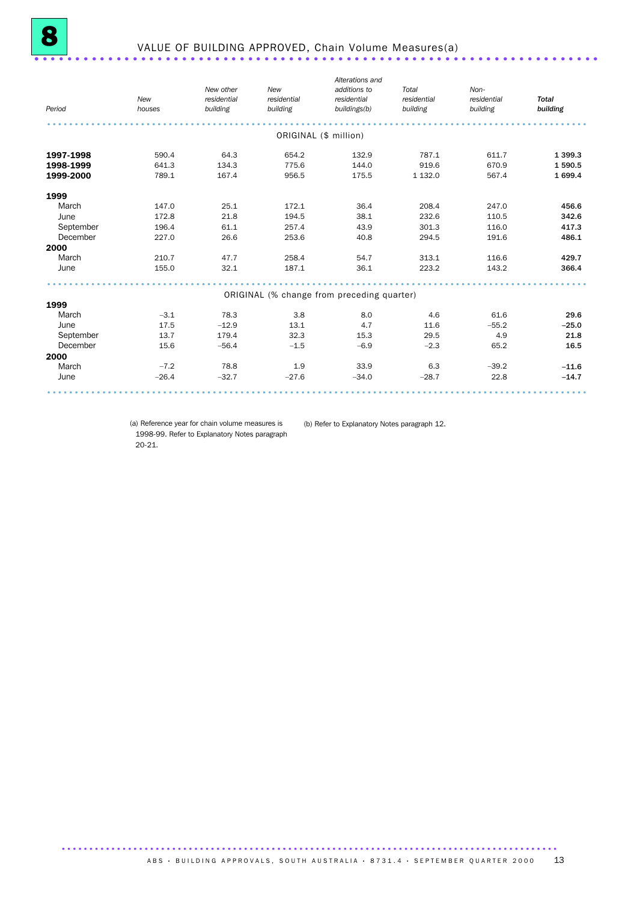# 8 VALUE OF BUILDING APPROVED, Chain Volume Measures(a)

| Period | *New houses* | *New other residential building* | *New residential building* | *Alterations and additions to residential buildings(b)* | *Total residential building* | *Non-residential building* | ***Total building*** |
|---|---|---|---|---|---|---|---|
| | | | | ORIGINAL ($ million) | | | |
| **1997-1998** | 590.4 | 64.3 | 654.2 | 132.9 | 787.1 | 611.7 | **1 399.3** |
| **1998-1999** | 641.3 | 134.3 | 775.6 | 144.0 | 919.6 | 670.9 | **1 590.5** |
| **1999-2000** | 789.1 | 167.4 | 956.5 | 175.5 | 1 132.0 | 567.4 | **1 699.4** |
| **1999** | | | | | | | |
| March | 147.0 | 25.1 | 172.1 | 36.4 | 208.4 | 247.0 | **456.6** |
| June | 172.8 | 21.8 | 194.5 | 38.1 | 232.6 | 110.5 | **342.6** |
| September | 196.4 | 61.1 | 257.4 | 43.9 | 301.3 | 116.0 | **417.3** |
| December | 227.0 | 26.6 | 253.6 | 40.8 | 294.5 | 191.6 | **486.1** |
| **2000** | | | | | | | |
| March | 210.7 | 47.7 | 258.4 | 54.7 | 313.1 | 116.6 | **429.7** |
| June | 155.0 | 32.1 | 187.1 | 36.1 | 223.2 | 143.2 | **366.4** |
| | | | | ORIGINAL (% change from preceding quarter) | | | |
| **1999** | | | | | | | |
| March | –3.1 | 78.3 | 3.8 | 8.0 | 4.6 | 61.6 | **29.6** |
| June | 17.5 | –12.9 | 13.1 | 4.7 | 11.6 | –55.2 | **–25.0** |
| September | 13.7 | 179.4 | 32.3 | 15.3 | 29.5 | 4.9 | **21.8** |
| December | 15.6 | –56.4 | –1.5 | –6.9 | –2.3 | 65.2 | **16.5** |
| **2000** | | | | | | | |
| March | –7.2 | 78.8 | 1.9 | 33.9 | 6.3 | –39.2 | **–11.6** |
| June | –26.4 | –32.7 | –27.6 | –34.0 | –28.7 | 22.8 | **–14.7** |

(a) Reference year for chain volume measures is 1998-99. Refer to Explanatory Notes paragraph 20-21.

(b) Refer to Explanatory Notes paragraph 12.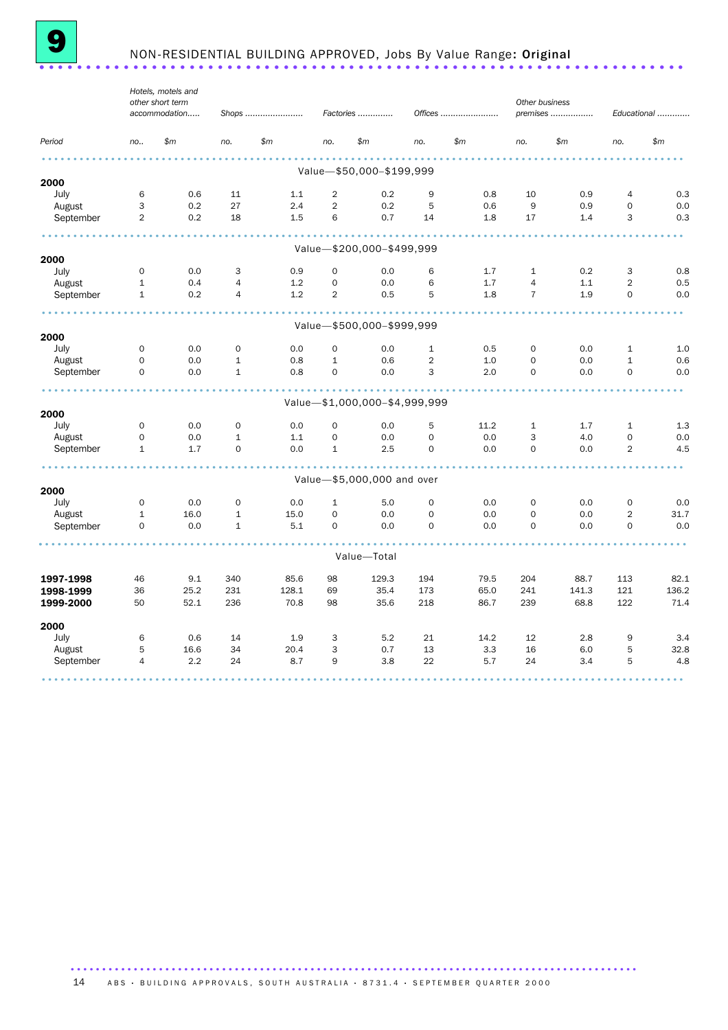# 9 NON-RESIDENTIAL BUILDING APPROVED, Jobs By Value Range: **Original**

| Period | Hotels, motels and other short term accommodation | | Shops | | Factories | | Offices | | Other business premises | | Educational | |
|---|---|---|---|---|---|---|---|---|---|---|---|---|
| | *no.* | *$m* | *no.* | *$m* | *no.* | *$m* | *no.* | *$m* | *no.* | *$m* | *no.* | *$m* |
| **Value—$50,000–$199,999** | | | | | | | | | | | | |
| **2000** | | | | | | | | | | | | |
| July | 6 | 0.6 | 11 | 1.1 | 2 | 0.2 | 9 | 0.8 | 10 | 0.9 | 4 | 0.3 |
| August | 3 | 0.2 | 27 | 2.4 | 2 | 0.2 | 5 | 0.6 | 9 | 0.9 | 0 | 0.0 |
| September | 2 | 0.2 | 18 | 1.5 | 6 | 0.7 | 14 | 1.8 | 17 | 1.4 | 3 | 0.3 |
| **Value—$200,000–$499,999** | | | | | | | | | | | | |
| **2000** | | | | | | | | | | | | |
| July | 0 | 0.0 | 3 | 0.9 | 0 | 0.0 | 6 | 1.7 | 1 | 0.2 | 3 | 0.8 |
| August | 1 | 0.4 | 4 | 1.2 | 0 | 0.0 | 6 | 1.7 | 4 | 1.1 | 2 | 0.5 |
| September | 1 | 0.2 | 4 | 1.2 | 2 | 0.5 | 5 | 1.8 | 7 | 1.9 | 0 | 0.0 |
| **Value—$500,000–$999,999** | | | | | | | | | | | | |
| **2000** | | | | | | | | | | | | |
| July | 0 | 0.0 | 0 | 0.0 | 0 | 0.0 | 1 | 0.5 | 0 | 0.0 | 1 | 1.0 |
| August | 0 | 0.0 | 1 | 0.8 | 1 | 0.6 | 2 | 1.0 | 0 | 0.0 | 1 | 0.6 |
| September | 0 | 0.0 | 1 | 0.8 | 0 | 0.0 | 3 | 2.0 | 0 | 0.0 | 0 | 0.0 |
| **Value—$1,000,000–$4,999,999** | | | | | | | | | | | | |
| **2000** | | | | | | | | | | | | |
| July | 0 | 0.0 | 0 | 0.0 | 0 | 0.0 | 5 | 11.2 | 1 | 1.7 | 1 | 1.3 |
| August | 0 | 0.0 | 1 | 1.1 | 0 | 0.0 | 0 | 0.0 | 3 | 4.0 | 0 | 0.0 |
| September | 1 | 1.7 | 0 | 0.0 | 1 | 2.5 | 0 | 0.0 | 0 | 0.0 | 2 | 4.5 |
| **Value—$5,000,000 and over** | | | | | | | | | | | | |
| **2000** | | | | | | | | | | | | |
| July | 0 | 0.0 | 0 | 0.0 | 1 | 5.0 | 0 | 0.0 | 0 | 0.0 | 0 | 0.0 |
| August | 1 | 16.0 | 1 | 15.0 | 0 | 0.0 | 0 | 0.0 | 0 | 0.0 | 2 | 31.7 |
| September | 0 | 0.0 | 1 | 5.1 | 0 | 0.0 | 0 | 0.0 | 0 | 0.0 | 0 | 0.0 |
| **Value—Total** | | | | | | | | | | | | |
| **1997-1998** | 46 | 9.1 | 340 | 85.6 | 98 | 129.3 | 194 | 79.5 | 204 | 88.7 | 113 | 82.1 |
| **1998-1999** | 36 | 25.2 | 231 | 128.1 | 69 | 35.4 | 173 | 65.0 | 241 | 141.3 | 121 | 136.2 |
| **1999-2000** | 50 | 52.1 | 236 | 70.8 | 98 | 35.6 | 218 | 86.7 | 239 | 68.8 | 122 | 71.4 |
| **2000** | | | | | | | | | | | | |
| July | 6 | 0.6 | 14 | 1.9 | 3 | 5.2 | 21 | 14.2 | 12 | 2.8 | 9 | 3.4 |
| August | 5 | 16.6 | 34 | 20.4 | 3 | 0.7 | 13 | 3.3 | 16 | 6.0 | 5 | 32.8 |
| September | 4 | 2.2 | 24 | 8.7 | 9 | 3.8 | 22 | 5.7 | 24 | 3.4 | 5 | 4.8 |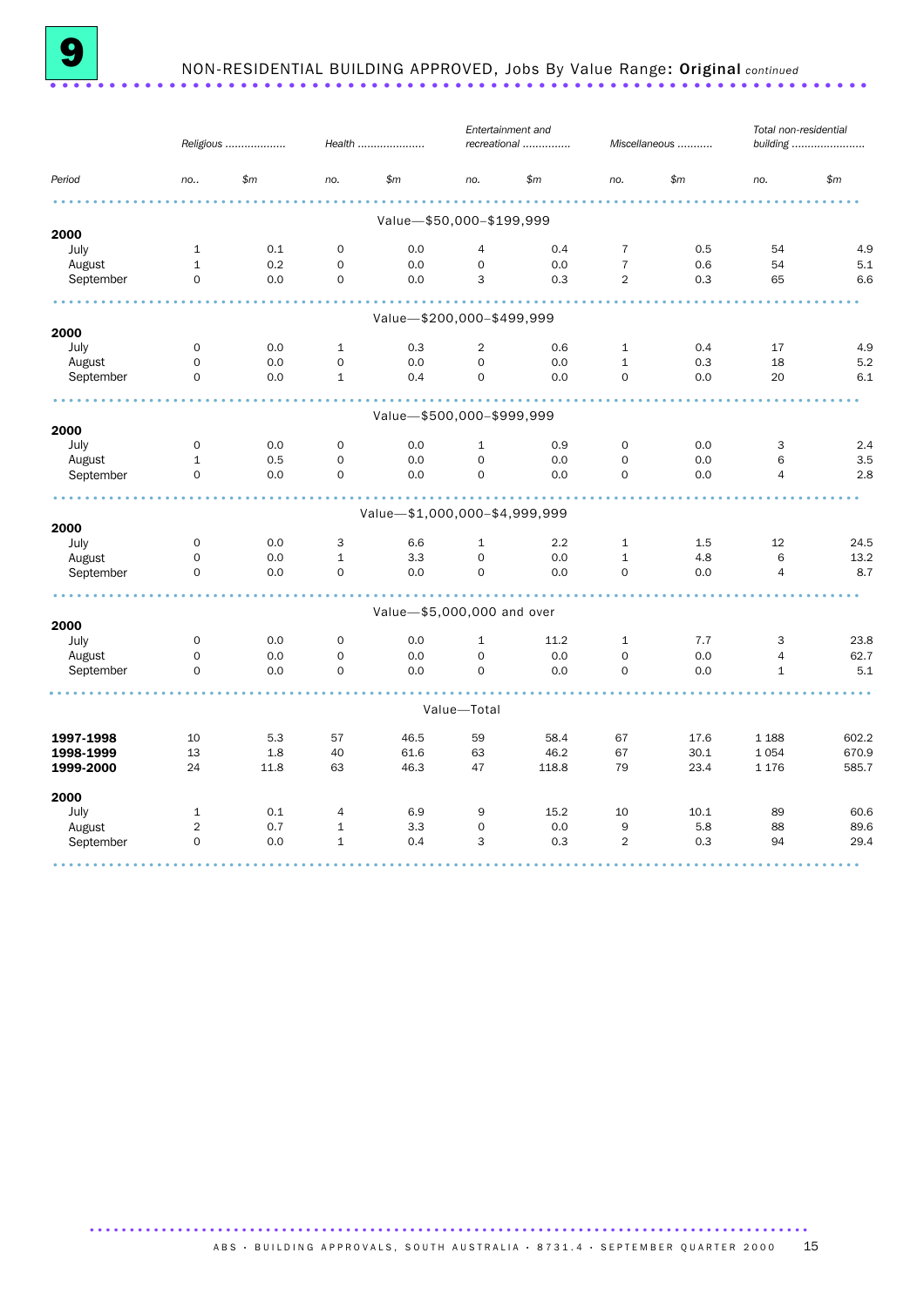# 9 NON-RESIDENTIAL BUILDING APPROVED, Jobs By Value Range: **Original** *continued*

| Period | *Religious* no.. | *Religious* $m | *Health* no. | *Health* $m | *Entertainment and recreational* no. | *Entertainment and recreational* $m | *Miscellaneous* no. | *Miscellaneous* $m | *Total non-residential building* no. | *Total non-residential building* $m |
|---|---|---|---|---|---|---|---|---|---|---|
| **Value—$50,000–$199,999** | | | | | | | | | | |
| **2000** | | | | | | | | | | |
| July | 1 | 0.1 | 0 | 0.0 | 4 | 0.4 | 7 | 0.5 | 54 | 4.9 |
| August | 1 | 0.2 | 0 | 0.0 | 0 | 0.0 | 7 | 0.6 | 54 | 5.1 |
| September | 0 | 0.0 | 0 | 0.0 | 3 | 0.3 | 2 | 0.3 | 65 | 6.6 |
| **Value—$200,000–$499,999** | | | | | | | | | | |
| **2000** | | | | | | | | | | |
| July | 0 | 0.0 | 1 | 0.3 | 2 | 0.6 | 1 | 0.4 | 17 | 4.9 |
| August | 0 | 0.0 | 0 | 0.0 | 0 | 0.0 | 1 | 0.3 | 18 | 5.2 |
| September | 0 | 0.0 | 1 | 0.4 | 0 | 0.0 | 0 | 0.0 | 20 | 6.1 |
| **Value—$500,000–$999,999** | | | | | | | | | | |
| **2000** | | | | | | | | | | |
| July | 0 | 0.0 | 0 | 0.0 | 1 | 0.9 | 0 | 0.0 | 3 | 2.4 |
| August | 1 | 0.5 | 0 | 0.0 | 0 | 0.0 | 0 | 0.0 | 6 | 3.5 |
| September | 0 | 0.0 | 0 | 0.0 | 0 | 0.0 | 0 | 0.0 | 4 | 2.8 |
| **Value—$1,000,000–$4,999,999** | | | | | | | | | | |
| **2000** | | | | | | | | | | |
| July | 0 | 0.0 | 3 | 6.6 | 1 | 2.2 | 1 | 1.5 | 12 | 24.5 |
| August | 0 | 0.0 | 1 | 3.3 | 0 | 0.0 | 1 | 4.8 | 6 | 13.2 |
| September | 0 | 0.0 | 0 | 0.0 | 0 | 0.0 | 0 | 0.0 | 4 | 8.7 |
| **Value—$5,000,000 and over** | | | | | | | | | | |
| **2000** | | | | | | | | | | |
| July | 0 | 0.0 | 0 | 0.0 | 1 | 11.2 | 1 | 7.7 | 3 | 23.8 |
| August | 0 | 0.0 | 0 | 0.0 | 0 | 0.0 | 0 | 0.0 | 4 | 62.7 |
| September | 0 | 0.0 | 0 | 0.0 | 0 | 0.0 | 0 | 0.0 | 1 | 5.1 |
| **Value—Total** | | | | | | | | | | |
| **1997-1998** | 10 | 5.3 | 57 | 46.5 | 59 | 58.4 | 67 | 17.6 | 1 188 | 602.2 |
| **1998-1999** | 13 | 1.8 | 40 | 61.6 | 63 | 46.2 | 67 | 30.1 | 1 054 | 670.9 |
| **1999-2000** | 24 | 11.8 | 63 | 46.3 | 47 | 118.8 | 79 | 23.4 | 1 176 | 585.7 |
| **2000** | | | | | | | | | | |
| July | 1 | 0.1 | 4 | 6.9 | 9 | 15.2 | 10 | 10.1 | 89 | 60.6 |
| August | 2 | 0.7 | 1 | 3.3 | 0 | 0.0 | 9 | 5.8 | 88 | 89.6 |
| September | 0 | 0.0 | 1 | 0.4 | 3 | 0.3 | 2 | 0.3 | 94 | 29.4 |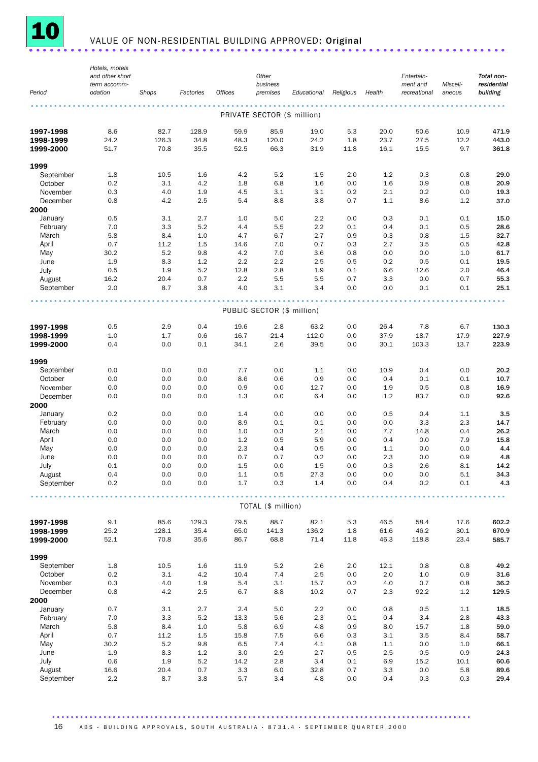# 10 VALUE OF NON-RESIDENTIAL BUILDING APPROVED: Original

| Period | Hotels, motels and other short term accommodation | Shops | Factories | Offices | Other business premises | Educational | Religious | Health | Entertainment and recreational | Miscellaneous | Total non-residential building |
|---|---|---|---|---|---|---|---|---|---|---|---|
| | | | | | PRIVATE SECTOR ($ million) | | | | | | |
| **1997-1998** | 8.6 | 82.7 | 128.9 | 59.9 | 85.9 | 19.0 | 5.3 | 20.0 | 50.6 | 10.9 | **471.9** |
| **1998-1999** | 24.2 | 126.3 | 34.8 | 48.3 | 120.0 | 24.2 | 1.8 | 23.7 | 27.5 | 12.2 | **443.0** |
| **1999-2000** | 51.7 | 70.8 | 35.5 | 52.5 | 66.3 | 31.9 | 11.8 | 16.1 | 15.5 | 9.7 | **361.8** |
| **1999** | | | | | | | | | | | |
| September | 1.8 | 10.5 | 1.6 | 4.2 | 5.2 | 1.5 | 2.0 | 1.2 | 0.3 | 0.8 | **29.0** |
| October | 0.2 | 3.1 | 4.2 | 1.8 | 6.8 | 1.6 | 0.0 | 1.6 | 0.9 | 0.8 | **20.9** |
| November | 0.3 | 4.0 | 1.9 | 4.5 | 3.1 | 3.1 | 0.2 | 2.1 | 0.2 | 0.0 | **19.3** |
| December | 0.8 | 4.2 | 2.5 | 5.4 | 8.8 | 3.8 | 0.7 | 1.1 | 8.6 | 1.2 | **37.0** |
| **2000** | | | | | | | | | | | |
| January | 0.5 | 3.1 | 2.7 | 1.0 | 5.0 | 2.2 | 0.0 | 0.3 | 0.1 | 0.1 | **15.0** |
| February | 7.0 | 3.3 | 5.2 | 4.4 | 5.5 | 2.2 | 0.1 | 0.4 | 0.1 | 0.5 | **28.6** |
| March | 5.8 | 8.4 | 1.0 | 4.7 | 6.7 | 2.7 | 0.9 | 0.3 | 0.8 | 1.5 | **32.7** |
| April | 0.7 | 11.2 | 1.5 | 14.6 | 7.0 | 0.7 | 0.3 | 2.7 | 3.5 | 0.5 | **42.8** |
| May | 30.2 | 5.2 | 9.8 | 4.2 | 7.0 | 3.6 | 0.8 | 0.0 | 0.0 | 1.0 | **61.7** |
| June | 1.9 | 8.3 | 1.2 | 2.2 | 2.2 | 2.5 | 0.5 | 0.2 | 0.5 | 0.1 | **19.5** |
| July | 0.5 | 1.9 | 5.2 | 12.8 | 2.8 | 1.9 | 0.1 | 6.6 | 12.6 | 2.0 | **46.4** |
| August | 16.2 | 20.4 | 0.7 | 2.2 | 5.5 | 5.5 | 0.7 | 3.3 | 0.0 | 0.7 | **55.3** |
| September | 2.0 | 8.7 | 3.8 | 4.0 | 3.1 | 3.4 | 0.0 | 0.0 | 0.1 | 0.1 | **25.1** |
| | | | | | PUBLIC SECTOR ($ million) | | | | | | |
| **1997-1998** | 0.5 | 2.9 | 0.4 | 19.6 | 2.8 | 63.2 | 0.0 | 26.4 | 7.8 | 6.7 | **130.3** |
| **1998-1999** | 1.0 | 1.7 | 0.6 | 16.7 | 21.4 | 112.0 | 0.0 | 37.9 | 18.7 | 17.9 | **227.9** |
| **1999-2000** | 0.4 | 0.0 | 0.1 | 34.1 | 2.6 | 39.5 | 0.0 | 30.1 | 103.3 | 13.7 | **223.9** |
| **1999** | | | | | | | | | | | |
| September | 0.0 | 0.0 | 0.0 | 7.7 | 0.0 | 1.1 | 0.0 | 10.9 | 0.4 | 0.0 | **20.2** |
| October | 0.0 | 0.0 | 0.0 | 8.6 | 0.6 | 0.9 | 0.0 | 0.4 | 0.1 | 0.1 | **10.7** |
| November | 0.0 | 0.0 | 0.0 | 0.9 | 0.0 | 12.7 | 0.0 | 1.9 | 0.5 | 0.8 | **16.9** |
| December | 0.0 | 0.0 | 0.0 | 1.3 | 0.0 | 6.4 | 0.0 | 1.2 | 83.7 | 0.0 | **92.6** |
| **2000** | | | | | | | | | | | |
| January | 0.2 | 0.0 | 0.0 | 1.4 | 0.0 | 0.0 | 0.0 | 0.5 | 0.4 | 1.1 | **3.5** |
| February | 0.0 | 0.0 | 0.0 | 8.9 | 0.1 | 0.1 | 0.0 | 0.0 | 3.3 | 2.3 | **14.7** |
| March | 0.0 | 0.0 | 0.0 | 1.0 | 0.3 | 2.1 | 0.0 | 7.7 | 14.8 | 0.4 | **26.2** |
| April | 0.0 | 0.0 | 0.0 | 1.2 | 0.5 | 5.9 | 0.0 | 0.4 | 0.0 | 7.9 | **15.8** |
| May | 0.0 | 0.0 | 0.0 | 2.3 | 0.4 | 0.5 | 0.0 | 1.1 | 0.0 | 0.0 | **4.4** |
| June | 0.0 | 0.0 | 0.0 | 0.7 | 0.7 | 0.2 | 0.0 | 2.3 | 0.0 | 0.9 | **4.8** |
| July | 0.1 | 0.0 | 0.0 | 1.5 | 0.0 | 1.5 | 0.0 | 0.3 | 2.6 | 8.1 | **14.2** |
| August | 0.4 | 0.0 | 0.0 | 1.1 | 0.5 | 27.3 | 0.0 | 0.0 | 0.0 | 5.1 | **34.3** |
| September | 0.2 | 0.0 | 0.0 | 1.7 | 0.3 | 1.4 | 0.0 | 0.4 | 0.2 | 0.1 | **4.3** |
| | | | | | TOTAL ($ million) | | | | | | |
| **1997-1998** | 9.1 | 85.6 | 129.3 | 79.5 | 88.7 | 82.1 | 5.3 | 46.5 | 58.4 | 17.6 | **602.2** |
| **1998-1999** | 25.2 | 128.1 | 35.4 | 65.0 | 141.3 | 136.2 | 1.8 | 61.6 | 46.2 | 30.1 | **670.9** |
| **1999-2000** | 52.1 | 70.8 | 35.6 | 86.7 | 68.8 | 71.4 | 11.8 | 46.3 | 118.8 | 23.4 | **585.7** |
| **1999** | | | | | | | | | | | |
| September | 1.8 | 10.5 | 1.6 | 11.9 | 5.2 | 2.6 | 2.0 | 12.1 | 0.8 | 0.8 | **49.2** |
| October | 0.2 | 3.1 | 4.2 | 10.4 | 7.4 | 2.5 | 0.0 | 2.0 | 1.0 | 0.9 | **31.6** |
| November | 0.3 | 4.0 | 1.9 | 5.4 | 3.1 | 15.7 | 0.2 | 4.0 | 0.7 | 0.8 | **36.2** |
| December | 0.8 | 4.2 | 2.5 | 6.7 | 8.8 | 10.2 | 0.7 | 2.3 | 92.2 | 1.2 | **129.5** |
| **2000** | | | | | | | | | | | |
| January | 0.7 | 3.1 | 2.7 | 2.4 | 5.0 | 2.2 | 0.0 | 0.8 | 0.5 | 1.1 | **18.5** |
| February | 7.0 | 3.3 | 5.2 | 13.3 | 5.6 | 2.3 | 0.1 | 0.4 | 3.4 | 2.8 | **43.3** |
| March | 5.8 | 8.4 | 1.0 | 5.8 | 6.9 | 4.8 | 0.9 | 8.0 | 15.7 | 1.8 | **59.0** |
| April | 0.7 | 11.2 | 1.5 | 15.8 | 7.5 | 6.6 | 0.3 | 3.1 | 3.5 | 8.4 | **58.7** |
| May | 30.2 | 5.2 | 9.8 | 6.5 | 7.4 | 4.1 | 0.8 | 1.1 | 0.0 | 1.0 | **66.1** |
| June | 1.9 | 8.3 | 1.2 | 3.0 | 2.9 | 2.7 | 0.5 | 2.5 | 0.5 | 0.9 | **24.3** |
| July | 0.6 | 1.9 | 5.2 | 14.2 | 2.8 | 3.4 | 0.1 | 6.9 | 15.2 | 10.1 | **60.6** |
| August | 16.6 | 20.4 | 0.7 | 3.3 | 6.0 | 32.8 | 0.7 | 3.3 | 0.0 | 5.8 | **89.6** |
| September | 2.2 | 8.7 | 3.8 | 5.7 | 3.4 | 4.8 | 0.0 | 0.4 | 0.3 | 0.3 | **29.4** |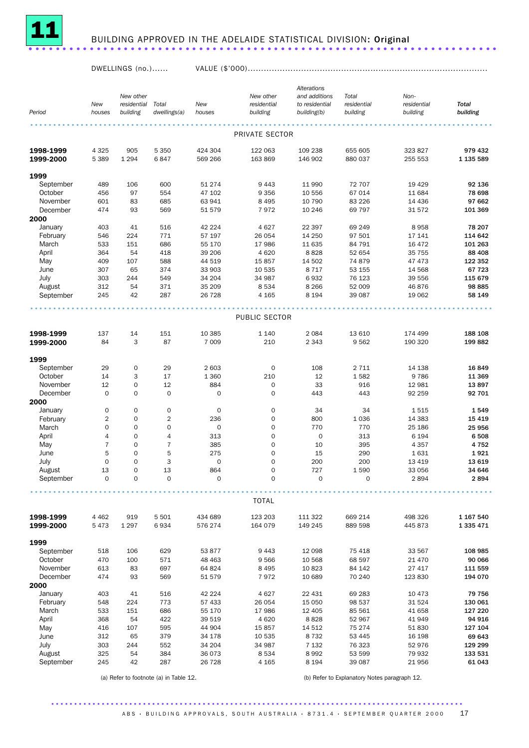# 11 BUILDING APPROVED IN THE ADELAIDE STATISTICAL DIVISION: Original

| Period | DWELLINGS (no.) New houses | New other residential building | Total dwellings(a) | VALUE ($'000) New houses | New other residential building | Alterations and additions to residential building(b) | Total residential building | Non-residential building | Total building |
|---|---|---|---|---|---|---|---|---|---|
| **PRIVATE SECTOR** | | | | | | | | | |
| **1998-1999** | 4 325 | 905 | 5 350 | 424 304 | 122 063 | 109 238 | 655 605 | 323 827 | **979 432** |
| **1999-2000** | 5 389 | 1 294 | 6 847 | 569 266 | 163 869 | 146 902 | 880 037 | 255 553 | **1 135 589** |
| **1999** | | | | | | | | | |
| September | 489 | 106 | 600 | 51 274 | 9 443 | 11 990 | 72 707 | 19 429 | **92 136** |
| October | 456 | 97 | 554 | 47 102 | 9 356 | 10 556 | 67 014 | 11 684 | **78 698** |
| November | 601 | 83 | 685 | 63 941 | 8 495 | 10 790 | 83 226 | 14 436 | **97 662** |
| December | 474 | 93 | 569 | 51 579 | 7 972 | 10 246 | 69 797 | 31 572 | **101 369** |
| **2000** | | | | | | | | | |
| January | 403 | 41 | 516 | 42 224 | 4 627 | 22 397 | 69 249 | 8 958 | **78 207** |
| February | 546 | 224 | 771 | 57 197 | 26 054 | 14 250 | 97 501 | 17 141 | **114 642** |
| March | 533 | 151 | 686 | 55 170 | 17 986 | 11 635 | 84 791 | 16 472 | **101 263** |
| April | 364 | 54 | 418 | 39 206 | 4 620 | 8 828 | 52 654 | 35 755 | **88 408** |
| May | 409 | 107 | 588 | 44 519 | 15 857 | 14 502 | 74 879 | 47 473 | **122 352** |
| June | 307 | 65 | 374 | 33 903 | 10 535 | 8 717 | 53 155 | 14 568 | **67 723** |
| July | 303 | 244 | 549 | 34 204 | 34 987 | 6 932 | 76 123 | 39 556 | **115 679** |
| August | 312 | 54 | 371 | 35 209 | 8 534 | 8 266 | 52 009 | 46 876 | **98 885** |
| September | 245 | 42 | 287 | 26 728 | 4 165 | 8 194 | 39 087 | 19 062 | **58 149** |
| **PUBLIC SECTOR** | | | | | | | | | |
| **1998-1999** | 137 | 14 | 151 | 10 385 | 1 140 | 2 084 | 13 610 | 174 499 | **188 108** |
| **1999-2000** | 84 | 3 | 87 | 7 009 | 210 | 2 343 | 9 562 | 190 320 | **199 882** |
| **1999** | | | | | | | | | |
| September | 29 | 0 | 29 | 2 603 | 0 | 108 | 2 711 | 14 138 | **16 849** |
| October | 14 | 3 | 17 | 1 360 | 210 | 12 | 1 582 | 9 786 | **11 369** |
| November | 12 | 0 | 12 | 884 | 0 | 33 | 916 | 12 981 | **13 897** |
| December | 0 | 0 | 0 | 0 | 0 | 443 | 443 | 92 259 | **92 701** |
| **2000** | | | | | | | | | |
| January | 0 | 0 | 0 | 0 | 0 | 34 | 34 | 1 515 | **1 549** |
| February | 2 | 0 | 2 | 236 | 0 | 800 | 1 036 | 14 383 | **15 419** |
| March | 0 | 0 | 0 | 0 | 0 | 770 | 770 | 25 186 | **25 956** |
| April | 4 | 0 | 4 | 313 | 0 | 0 | 313 | 6 194 | **6 508** |
| May | 7 | 0 | 7 | 385 | 0 | 10 | 395 | 4 357 | **4 752** |
| June | 5 | 0 | 5 | 275 | 0 | 15 | 290 | 1 631 | **1 921** |
| July | 0 | 0 | 3 | 0 | 0 | 200 | 200 | 13 419 | **13 619** |
| August | 13 | 0 | 13 | 864 | 0 | 727 | 1 590 | 33 056 | **34 646** |
| September | 0 | 0 | 0 | 0 | 0 | 0 | 0 | 2 894 | **2 894** |
| **TOTAL** | | | | | | | | | |
| **1998-1999** | 4 462 | 919 | 5 501 | 434 689 | 123 203 | 111 322 | 669 214 | 498 326 | **1 167 540** |
| **1999-2000** | 5 473 | 1 297 | 6 934 | 576 274 | 164 079 | 149 245 | 889 598 | 445 873 | **1 335 471** |
| **1999** | | | | | | | | | |
| September | 518 | 106 | 629 | 53 877 | 9 443 | 12 098 | 75 418 | 33 567 | **108 985** |
| October | 470 | 100 | 571 | 48 463 | 9 566 | 10 568 | 68 597 | 21 470 | **90 066** |
| November | 613 | 83 | 697 | 64 824 | 8 495 | 10 823 | 84 142 | 27 417 | **111 559** |
| December | 474 | 93 | 569 | 51 579 | 7 972 | 10 689 | 70 240 | 123 830 | **194 070** |
| **2000** | | | | | | | | | |
| January | 403 | 41 | 516 | 42 224 | 4 627 | 22 431 | 69 283 | 10 473 | **79 756** |
| February | 548 | 224 | 773 | 57 433 | 26 054 | 15 050 | 98 537 | 31 524 | **130 061** |
| March | 533 | 151 | 686 | 55 170 | 17 986 | 12 405 | 85 561 | 41 658 | **127 220** |
| April | 368 | 54 | 422 | 39 519 | 4 620 | 8 828 | 52 967 | 41 949 | **94 916** |
| May | 416 | 107 | 595 | 44 904 | 15 857 | 14 512 | 75 274 | 51 830 | **127 104** |
| June | 312 | 65 | 379 | 34 178 | 10 535 | 8 732 | 53 445 | 16 198 | **69 643** |
| July | 303 | 244 | 552 | 34 204 | 34 987 | 7 132 | 76 323 | 52 976 | **129 299** |
| August | 325 | 54 | 384 | 36 073 | 8 534 | 8 992 | 53 599 | 79 932 | **133 531** |
| September | 245 | 42 | 287 | 26 728 | 4 165 | 8 194 | 39 087 | 21 956 | **61 043** |

(a) Refer to footnote (a) in Table 12.

(b) Refer to Explanatory Notes paragraph 12.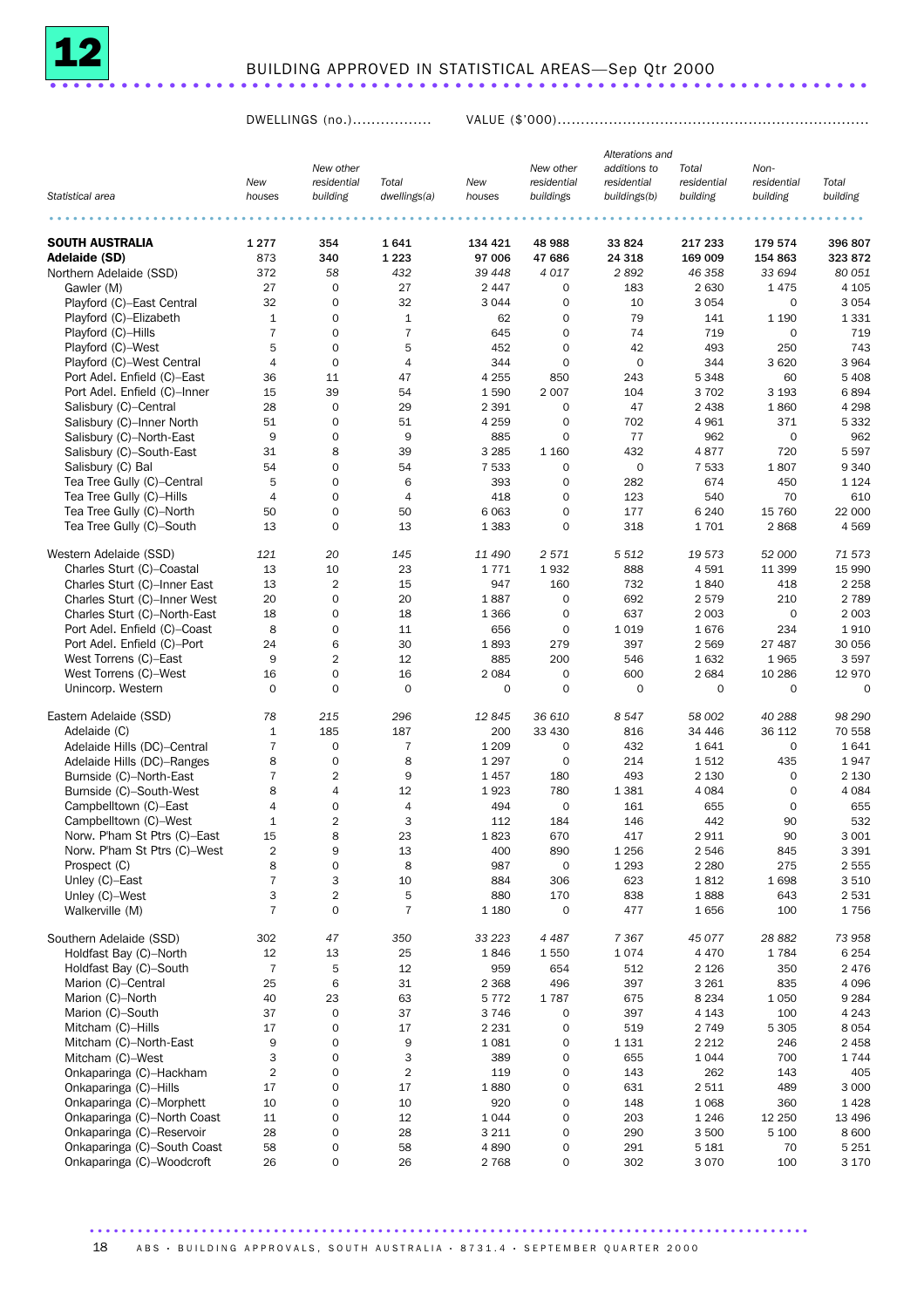# 12 BUILDING APPROVED IN STATISTICAL AREAS—Sep Qtr 2000

| Statistical area | DWELLINGS (no.) | | | VALUE ($'000) | | | | | |
|---|---|---|---|---|---|---|---|---|---|
| | New houses | New other residential building | Total dwellings(a) | New houses | New other residential buildings | Alterations and additions to residential buildings(b) | Total residential building | Non-residential building | Total building |
| **SOUTH AUSTRALIA** | 1 277 | 354 | 1 641 | 134 421 | 48 988 | 33 824 | 217 233 | 179 574 | 396 807 |
| **Adelaide (SD)** | 873 | 340 | 1 223 | 97 006 | 47 686 | 24 318 | 169 009 | 154 863 | 323 872 |
| Northern Adelaide (SSD) | *372* | *58* | *432* | *39 448* | *4 017* | *2 892* | *46 358* | *33 694* | *80 051* |
| Gawler (M) | 27 | 0 | 27 | 2 447 | 0 | 183 | 2 630 | 1 475 | 4 105 |
| Playford (C)–East Central | 32 | 0 | 32 | 3 044 | 0 | 10 | 3 054 | 0 | 3 054 |
| Playford (C)–Elizabeth | 1 | 0 | 1 | 62 | 0 | 79 | 141 | 1 190 | 1 331 |
| Playford (C)–Hills | 7 | 0 | 7 | 645 | 0 | 74 | 719 | 0 | 719 |
| Playford (C)–West | 5 | 0 | 5 | 452 | 0 | 42 | 493 | 250 | 743 |
| Playford (C)–West Central | 4 | 0 | 4 | 344 | 0 | 0 | 344 | 3 620 | 3 964 |
| Port Adel. Enfield (C)–East | 36 | 11 | 47 | 4 255 | 850 | 243 | 5 348 | 60 | 5 408 |
| Port Adel. Enfield (C)–Inner | 15 | 39 | 54 | 1 590 | 2 007 | 104 | 3 702 | 3 193 | 6 894 |
| Salisbury (C)–Central | 28 | 0 | 29 | 2 391 | 0 | 47 | 2 438 | 1 860 | 4 298 |
| Salisbury (C)–Inner North | 51 | 0 | 51 | 4 259 | 0 | 702 | 4 961 | 371 | 5 332 |
| Salisbury (C)–North-East | 9 | 0 | 9 | 885 | 0 | 77 | 962 | 0 | 962 |
| Salisbury (C)–South-East | 31 | 8 | 39 | 3 285 | 1 160 | 432 | 4 877 | 720 | 5 597 |
| Salisbury (C) Bal | 54 | 0 | 54 | 7 533 | 0 | 0 | 7 533 | 1 807 | 9 340 |
| Tea Tree Gully (C)–Central | 5 | 0 | 6 | 393 | 0 | 282 | 674 | 450 | 1 124 |
| Tea Tree Gully (C)–Hills | 4 | 0 | 4 | 418 | 0 | 123 | 540 | 70 | 610 |
| Tea Tree Gully (C)–North | 50 | 0 | 50 | 6 063 | 0 | 177 | 6 240 | 15 760 | 22 000 |
| Tea Tree Gully (C)–South | 13 | 0 | 13 | 1 383 | 0 | 318 | 1 701 | 2 868 | 4 569 |
| Western Adelaide (SSD) | *121* | *20* | *145* | *11 490* | *2 571* | *5 512* | *19 573* | *52 000* | *71 573* |
| Charles Sturt (C)–Coastal | 13 | 10 | 23 | 1 771 | 1 932 | 888 | 4 591 | 11 399 | 15 990 |
| Charles Sturt (C)–Inner East | 13 | 2 | 15 | 947 | 160 | 732 | 1 840 | 418 | 2 258 |
| Charles Sturt (C)–Inner West | 20 | 0 | 20 | 1 887 | 0 | 692 | 2 579 | 210 | 2 789 |
| Charles Sturt (C)–North-East | 18 | 0 | 18 | 1 366 | 0 | 637 | 2 003 | 0 | 2 003 |
| Port Adel. Enfield (C)–Coast | 8 | 0 | 11 | 656 | 0 | 1 019 | 1 676 | 234 | 1 910 |
| Port Adel. Enfield (C)–Port | 24 | 6 | 30 | 1 893 | 279 | 397 | 2 569 | 27 487 | 30 056 |
| West Torrens (C)–East | 9 | 2 | 12 | 885 | 200 | 546 | 1 632 | 1 965 | 3 597 |
| West Torrens (C)–West | 16 | 0 | 16 | 2 084 | 0 | 600 | 2 684 | 10 286 | 12 970 |
| Unincorp. Western | 0 | 0 | 0 | 0 | 0 | 0 | 0 | 0 | 0 |
| Eastern Adelaide (SSD) | *78* | *215* | *296* | *12 845* | *36 610* | *8 547* | *58 002* | *40 288* | *98 290* |
| Adelaide (C) | 1 | 185 | 187 | 200 | 33 430 | 816 | 34 446 | 36 112 | 70 558 |
| Adelaide Hills (DC)–Central | 7 | 0 | 7 | 1 209 | 0 | 432 | 1 641 | 0 | 1 641 |
| Adelaide Hills (DC)–Ranges | 8 | 0 | 8 | 1 297 | 0 | 214 | 1 512 | 435 | 1 947 |
| Burnside (C)–North-East | 7 | 2 | 9 | 1 457 | 180 | 493 | 2 130 | 0 | 2 130 |
| Burnside (C)–South-West | 8 | 4 | 12 | 1 923 | 780 | 1 381 | 4 084 | 0 | 4 084 |
| Campbelltown (C)–East | 4 | 0 | 4 | 494 | 0 | 161 | 655 | 0 | 655 |
| Campbelltown (C)–West | 1 | 2 | 3 | 112 | 184 | 146 | 442 | 90 | 532 |
| Norw. P'ham St Ptrs (C)–East | 15 | 8 | 23 | 1 823 | 670 | 417 | 2 911 | 90 | 3 001 |
| Norw. P'ham St Ptrs (C)–West | 2 | 9 | 13 | 400 | 890 | 1 256 | 2 546 | 845 | 3 391 |
| Prospect (C) | 8 | 0 | 8 | 987 | 0 | 1 293 | 2 280 | 275 | 2 555 |
| Unley (C)–East | 7 | 3 | 10 | 884 | 306 | 623 | 1 812 | 1 698 | 3 510 |
| Unley (C)–West | 3 | 2 | 5 | 880 | 170 | 838 | 1 888 | 643 | 2 531 |
| Walkerville (M) | 7 | 0 | 7 | 1 180 | 0 | 477 | 1 656 | 100 | 1 756 |
| Southern Adelaide (SSD) | 302 | *47* | *350* | *33 223* | *4 487* | *7 367* | *45 077* | *28 882* | *73 958* |
| Holdfast Bay (C)–North | 12 | 13 | 25 | 1 846 | 1 550 | 1 074 | 4 470 | 1 784 | 6 254 |
| Holdfast Bay (C)–South | 7 | 5 | 12 | 959 | 654 | 512 | 2 126 | 350 | 2 476 |
| Marion (C)–Central | 25 | 6 | 31 | 2 368 | 496 | 397 | 3 261 | 835 | 4 096 |
| Marion (C)–North | 40 | 23 | 63 | 5 772 | 1 787 | 675 | 8 234 | 1 050 | 9 284 |
| Marion (C)–South | 37 | 0 | 37 | 3 746 | 0 | 397 | 4 143 | 100 | 4 243 |
| Mitcham (C)–Hills | 17 | 0 | 17 | 2 231 | 0 | 519 | 2 749 | 5 305 | 8 054 |
| Mitcham (C)–North-East | 9 | 0 | 9 | 1 081 | 0 | 1 131 | 2 212 | 246 | 2 458 |
| Mitcham (C)–West | 3 | 0 | 3 | 389 | 0 | 655 | 1 044 | 700 | 1 744 |
| Onkaparinga (C)–Hackham | 2 | 0 | 2 | 119 | 0 | 143 | 262 | 143 | 405 |
| Onkaparinga (C)–Hills | 17 | 0 | 17 | 1 880 | 0 | 631 | 2 511 | 489 | 3 000 |
| Onkaparinga (C)–Morphett | 10 | 0 | 10 | 920 | 0 | 148 | 1 068 | 360 | 1 428 |
| Onkaparinga (C)–North Coast | 11 | 0 | 12 | 1 044 | 0 | 203 | 1 246 | 12 250 | 13 496 |
| Onkaparinga (C)–Reservoir | 28 | 0 | 28 | 3 211 | 0 | 290 | 3 500 | 5 100 | 8 600 |
| Onkaparinga (C)–South Coast | 58 | 0 | 58 | 4 890 | 0 | 291 | 5 181 | 70 | 5 251 |
| Onkaparinga (C)–Woodcroft | 26 | 0 | 26 | 2 768 | 0 | 302 | 3 070 | 100 | 3 170 |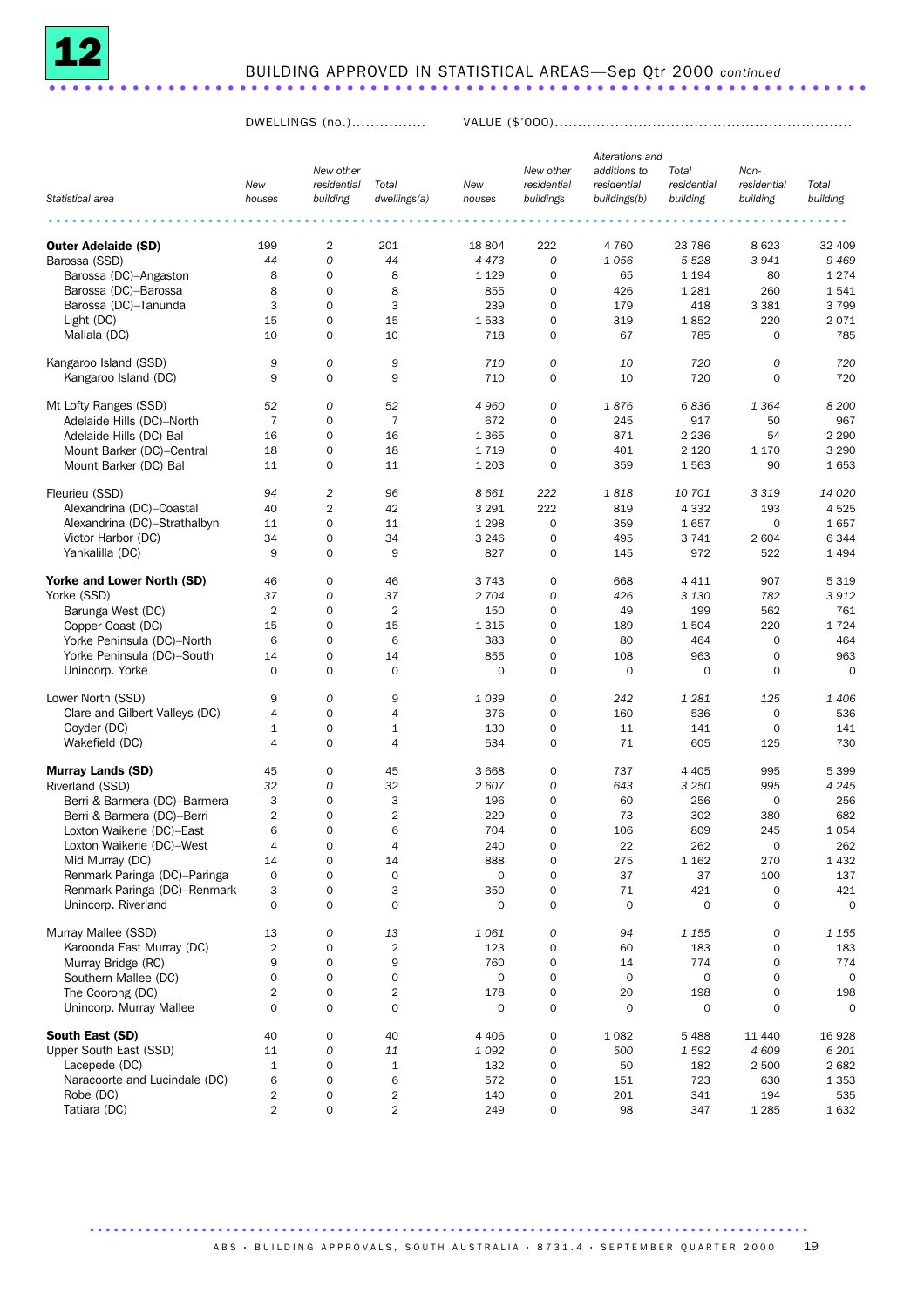# 12 BUILDING APPROVED IN STATISTICAL AREAS—Sep Qtr 2000 *continued*

| | DWELLINGS (no.) | | | VALUE ($'000) | | | | | |
|---|---|---|---|---|---|---|---|---|---|
| Statistical area | New houses | New other residential building | Total dwellings(a) | New houses | New other residential buildings | Alterations and additions to residential buildings(b) | Total residential building | Non-residential building | Total building |
| **Outer Adelaide (SD)** | 199 | 2 | 201 | 18 804 | 222 | 4 760 | 23 786 | 8 623 | 32 409 |
| Barossa (SSD) | *44* | *0* | *44* | *4 473* | *0* | *1 056* | *5 528* | *3 941* | *9 469* |
| Barossa (DC)–Angaston | 8 | 0 | 8 | 1 129 | 0 | 65 | 1 194 | 80 | 1 274 |
| Barossa (DC)–Barossa | 8 | 0 | 8 | 855 | 0 | 426 | 1 281 | 260 | 1 541 |
| Barossa (DC)–Tanunda | 3 | 0 | 3 | 239 | 0 | 179 | 418 | 3 381 | 3 799 |
| Light (DC) | 15 | 0 | 15 | 1 533 | 0 | 319 | 1 852 | 220 | 2 071 |
| Mallala (DC) | 10 | 0 | 10 | 718 | 0 | 67 | 785 | 0 | 785 |
| Kangaroo Island (SSD) | *9* | *0* | *9* | *710* | *0* | *10* | *720* | *0* | *720* |
| Kangaroo Island (DC) | 9 | 0 | 9 | 710 | 0 | 10 | 720 | 0 | 720 |
| Mt Lofty Ranges (SSD) | *52* | *0* | *52* | *4 960* | *0* | *1 876* | *6 836* | *1 364* | *8 200* |
| Adelaide Hills (DC)–North | 7 | 0 | 7 | 672 | 0 | 245 | 917 | 50 | 967 |
| Adelaide Hills (DC) Bal | 16 | 0 | 16 | 1 365 | 0 | 871 | 2 236 | 54 | 2 290 |
| Mount Barker (DC)–Central | 18 | 0 | 18 | 1 719 | 0 | 401 | 2 120 | 1 170 | 3 290 |
| Mount Barker (DC) Bal | 11 | 0 | 11 | 1 203 | 0 | 359 | 1 563 | 90 | 1 653 |
| Fleurieu (SSD) | *94* | *2* | *96* | *8 661* | *222* | *1 818* | *10 701* | *3 319* | *14 020* |
| Alexandrina (DC)–Coastal | 40 | 2 | 42 | 3 291 | 222 | 819 | 4 332 | 193 | 4 525 |
| Alexandrina (DC)–Strathalbyn | 11 | 0 | 11 | 1 298 | 0 | 359 | 1 657 | 0 | 1 657 |
| Victor Harbor (DC) | 34 | 0 | 34 | 3 246 | 0 | 495 | 3 741 | 2 604 | 6 344 |
| Yankalilla (DC) | 9 | 0 | 9 | 827 | 0 | 145 | 972 | 522 | 1 494 |
| **Yorke and Lower North (SD)** | 46 | 0 | 46 | 3 743 | 0 | 668 | 4 411 | 907 | 5 319 |
| Yorke (SSD) | *37* | *0* | *37* | *2 704* | *0* | *426* | *3 130* | *782* | *3 912* |
| Barunga West (DC) | 2 | 0 | 2 | 150 | 0 | 49 | 199 | 562 | 761 |
| Copper Coast (DC) | 15 | 0 | 15 | 1 315 | 0 | 189 | 1 504 | 220 | 1 724 |
| Yorke Peninsula (DC)–North | 6 | 0 | 6 | 383 | 0 | 80 | 464 | 0 | 464 |
| Yorke Peninsula (DC)–South | 14 | 0 | 14 | 855 | 0 | 108 | 963 | 0 | 963 |
| Unincorp. Yorke | 0 | 0 | 0 | 0 | 0 | 0 | 0 | 0 | 0 |
| Lower North (SSD) | *9* | *0* | *9* | *1 039* | *0* | *242* | *1 281* | *125* | *1 406* |
| Clare and Gilbert Valleys (DC) | 4 | 0 | 4 | 376 | 0 | 160 | 536 | 0 | 536 |
| Goyder (DC) | 1 | 0 | 1 | 130 | 0 | 11 | 141 | 0 | 141 |
| Wakefield (DC) | 4 | 0 | 4 | 534 | 0 | 71 | 605 | 125 | 730 |
| **Murray Lands (SD)** | 45 | 0 | 45 | 3 668 | 0 | 737 | 4 405 | 995 | 5 399 |
| Riverland (SSD) | *32* | *0* | *32* | *2 607* | *0* | *643* | *3 250* | *995* | *4 245* |
| Berri & Barmera (DC)–Barmera | 3 | 0 | 3 | 196 | 0 | 60 | 256 | 0 | 256 |
| Berri & Barmera (DC)–Berri | 2 | 0 | 2 | 229 | 0 | 73 | 302 | 380 | 682 |
| Loxton Waikerie (DC)–East | 6 | 0 | 6 | 704 | 0 | 106 | 809 | 245 | 1 054 |
| Loxton Waikerie (DC)–West | 4 | 0 | 4 | 240 | 0 | 22 | 262 | 0 | 262 |
| Mid Murray (DC) | 14 | 0 | 14 | 888 | 0 | 275 | 1 162 | 270 | 1 432 |
| Renmark Paringa (DC)–Paringa | 0 | 0 | 0 | 0 | 0 | 37 | 37 | 100 | 137 |
| Renmark Paringa (DC)–Renmark | 3 | 0 | 3 | 350 | 0 | 71 | 421 | 0 | 421 |
| Unincorp. Riverland | 0 | 0 | 0 | 0 | 0 | 0 | 0 | 0 | 0 |
| Murray Mallee (SSD) | *13* | *0* | *13* | *1 061* | *0* | *94* | *1 155* | *0* | *1 155* |
| Karoonda East Murray (DC) | 2 | 0 | 2 | 123 | 0 | 60 | 183 | 0 | 183 |
| Murray Bridge (RC) | 9 | 0 | 9 | 760 | 0 | 14 | 774 | 0 | 774 |
| Southern Mallee (DC) | 0 | 0 | 0 | 0 | 0 | 0 | 0 | 0 | 0 |
| The Coorong (DC) | 2 | 0 | 2 | 178 | 0 | 20 | 198 | 0 | 198 |
| Unincorp. Murray Mallee | 0 | 0 | 0 | 0 | 0 | 0 | 0 | 0 | 0 |
| **South East (SD)** | 40 | 0 | 40 | 4 406 | 0 | 1 082 | 5 488 | 11 440 | 16 928 |
| Upper South East (SSD) | *11* | *0* | *11* | *1 092* | *0* | *500* | *1 592* | *4 609* | *6 201* |
| Lacepede (DC) | 1 | 0 | 1 | 132 | 0 | 50 | 182 | 2 500 | 2 682 |
| Naracoorte and Lucindale (DC) | 6 | 0 | 6 | 572 | 0 | 151 | 723 | 630 | 1 353 |
| Robe (DC) | 2 | 0 | 2 | 140 | 0 | 201 | 341 | 194 | 535 |
| Tatiara (DC) | 2 | 0 | 2 | 249 | 0 | 98 | 347 | 1 285 | 1 632 |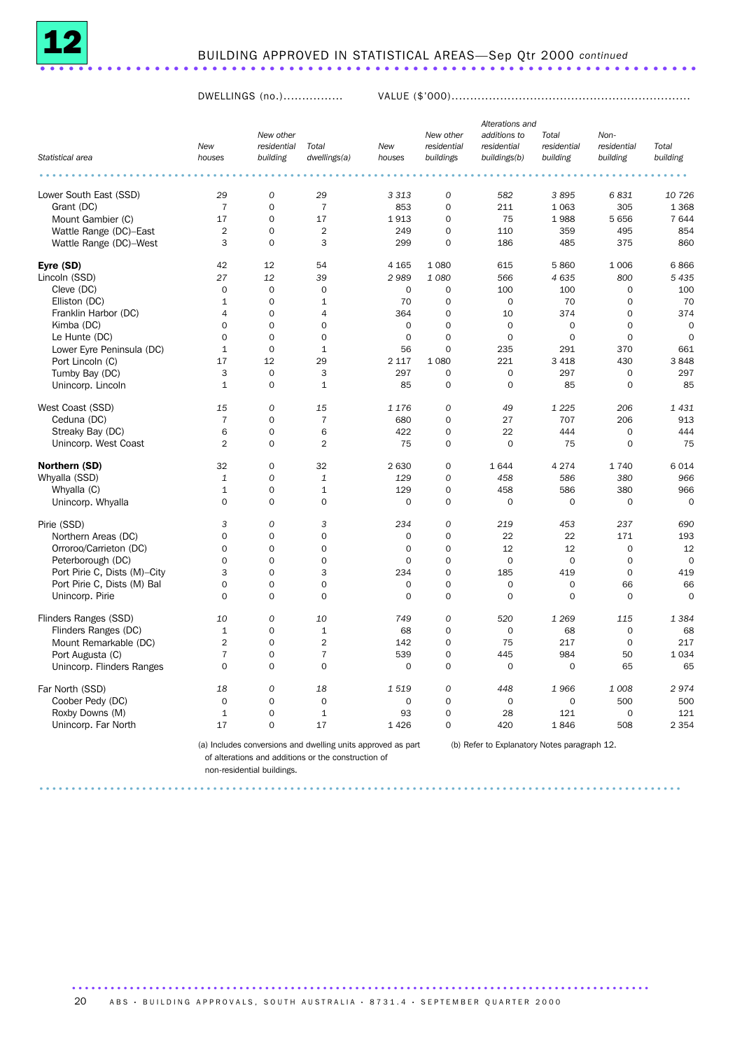## 12 BUILDING APPROVED IN STATISTICAL AREAS—Sep Qtr 2000 *continued*

| Statistical area | DWELLINGS (no.) | | | VALUE ($'000) | | | | | |
|---|---|---|---|---|---|---|---|---|---|
| | New houses | New other residential building | Total dwellings(a) | New houses | New other residential buildings | Alterations and additions to residential buildings(b) | Total residential building | Non-residential building | Total building |
| *Lower South East (SSD)* | *29* | *0* | *29* | *3 313* | *0* | *582* | *3 895* | *6 831* | *10 726* |
| Grant (DC) | 7 | 0 | 7 | 853 | 0 | 211 | 1 063 | 305 | 1 368 |
| Mount Gambier (C) | 17 | 0 | 17 | 1 913 | 0 | 75 | 1 988 | 5 656 | 7 644 |
| Wattle Range (DC)–East | 2 | 0 | 2 | 249 | 0 | 110 | 359 | 495 | 854 |
| Wattle Range (DC)–West | 3 | 0 | 3 | 299 | 0 | 186 | 485 | 375 | 860 |
| **Eyre (SD)** | 42 | 12 | 54 | 4 165 | 1 080 | 615 | 5 860 | 1 006 | 6 866 |
| *Lincoln (SSD)* | *27* | *12* | *39* | *2 989* | *1 080* | *566* | *4 635* | *800* | *5 435* |
| Cleve (DC) | 0 | 0 | 0 | 0 | 0 | 100 | 100 | 0 | 100 |
| Elliston (DC) | 1 | 0 | 1 | 70 | 0 | 0 | 70 | 0 | 70 |
| Franklin Harbor (DC) | 4 | 0 | 4 | 364 | 0 | 10 | 374 | 0 | 374 |
| Kimba (DC) | 0 | 0 | 0 | 0 | 0 | 0 | 0 | 0 | 0 |
| Le Hunte (DC) | 0 | 0 | 0 | 0 | 0 | 0 | 0 | 0 | 0 |
| Lower Eyre Peninsula (DC) | 1 | 0 | 1 | 56 | 0 | 235 | 291 | 370 | 661 |
| Port Lincoln (C) | 17 | 12 | 29 | 2 117 | 1 080 | 221 | 3 418 | 430 | 3 848 |
| Tumby Bay (DC) | 3 | 0 | 3 | 297 | 0 | 0 | 297 | 0 | 297 |
| Unincorp. Lincoln | 1 | 0 | 1 | 85 | 0 | 0 | 85 | 0 | 85 |
| *West Coast (SSD)* | *15* | *0* | *15* | *1 176* | *0* | *49* | *1 225* | *206* | *1 431* |
| Ceduna (DC) | 7 | 0 | 7 | 680 | 0 | 27 | 707 | 206 | 913 |
| Streaky Bay (DC) | 6 | 0 | 6 | 422 | 0 | 22 | 444 | 0 | 444 |
| Unincorp. West Coast | 2 | 0 | 2 | 75 | 0 | 0 | 75 | 0 | 75 |
| **Northern (SD)** | 32 | 0 | 32 | 2 630 | 0 | 1 644 | 4 274 | 1 740 | 6 014 |
| *Whyalla (SSD)* | *1* | *0* | *1* | *129* | *0* | *458* | *586* | *380* | *966* |
| Whyalla (C) | 1 | 0 | 1 | 129 | 0 | 458 | 586 | 380 | 966 |
| Unincorp. Whyalla | 0 | 0 | 0 | 0 | 0 | 0 | 0 | 0 | 0 |
| *Pirie (SSD)* | *3* | *0* | *3* | *234* | *0* | *219* | *453* | *237* | *690* |
| Northern Areas (DC) | 0 | 0 | 0 | 0 | 0 | 22 | 22 | 171 | 193 |
| Orroroo/Carrieton (DC) | 0 | 0 | 0 | 0 | 0 | 12 | 12 | 0 | 12 |
| Peterborough (DC) | 0 | 0 | 0 | 0 | 0 | 0 | 0 | 0 | 0 |
| Port Pirie C, Dists (M)–City | 3 | 0 | 3 | 234 | 0 | 185 | 419 | 0 | 419 |
| Port Pirie C, Dists (M) Bal | 0 | 0 | 0 | 0 | 0 | 0 | 0 | 66 | 66 |
| Unincorp. Pirie | 0 | 0 | 0 | 0 | 0 | 0 | 0 | 0 | 0 |
| *Flinders Ranges (SSD)* | *10* | *0* | *10* | *749* | *0* | *520* | *1 269* | *115* | *1 384* |
| Flinders Ranges (DC) | 1 | 0 | 1 | 68 | 0 | 0 | 68 | 0 | 68 |
| Mount Remarkable (DC) | 2 | 0 | 2 | 142 | 0 | 75 | 217 | 0 | 217 |
| Port Augusta (C) | 7 | 0 | 7 | 539 | 0 | 445 | 984 | 50 | 1 034 |
| Unincorp. Flinders Ranges | 0 | 0 | 0 | 0 | 0 | 0 | 0 | 65 | 65 |
| *Far North (SSD)* | *18* | *0* | *18* | *1 519* | *0* | *448* | *1 966* | *1 008* | *2 974* |
| Coober Pedy (DC) | 0 | 0 | 0 | 0 | 0 | 0 | 0 | 500 | 500 |
| Roxby Downs (M) | 1 | 0 | 1 | 93 | 0 | 28 | 121 | 0 | 121 |
| Unincorp. Far North | 17 | 0 | 17 | 1 426 | 0 | 420 | 1 846 | 508 | 2 354 |

(a) Includes conversions and dwelling units approved as part of alterations and additions or the construction of non-residential buildings.

(b) Refer to Explanatory Notes paragraph 12.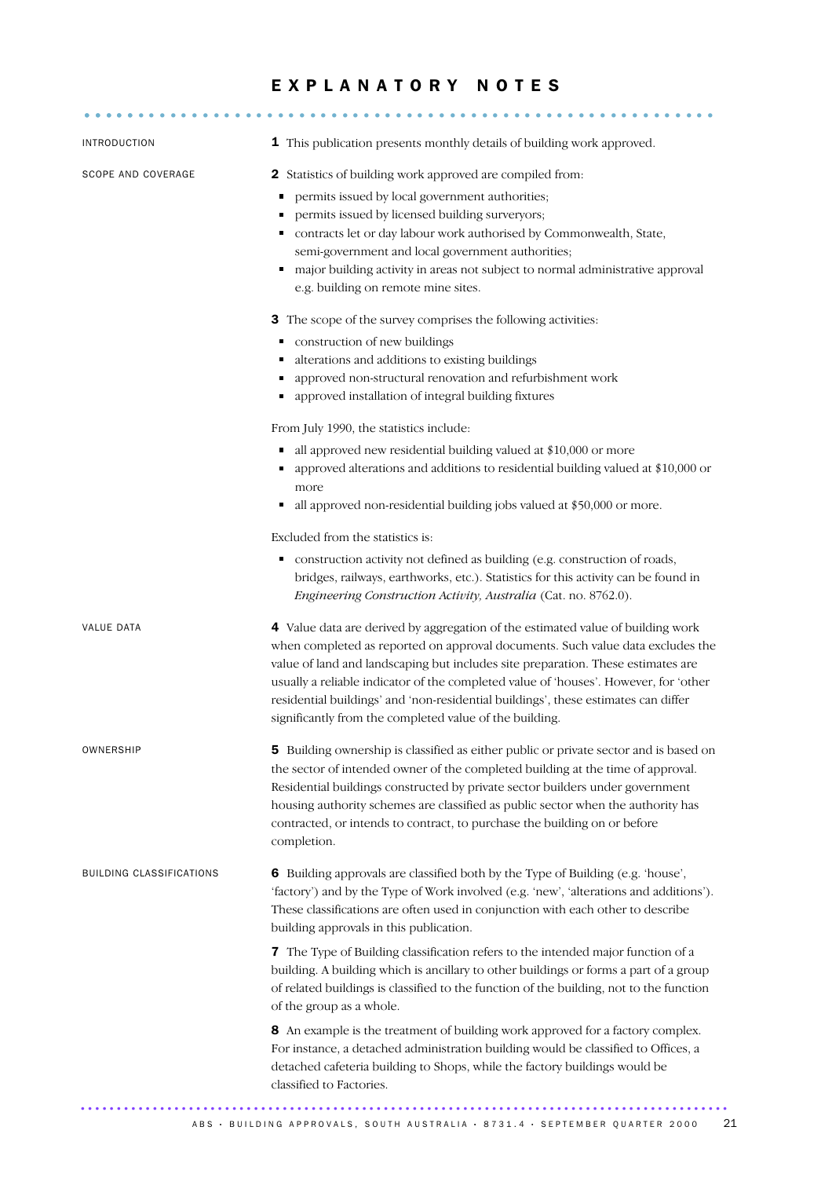# EXPLANATORY NOTES

## INTRODUCTION

**1** This publication presents monthly details of building work approved.

## SCOPE AND COVERAGE

**2** Statistics of building work approved are compiled from:

- permits issued by local government authorities;
- permits issued by licensed building surveyors;
- contracts let or day labour work authorised by Commonwealth, State, semi-government and local government authorities;
- major building activity in areas not subject to normal administrative approval e.g. building on remote mine sites.

**3** The scope of the survey comprises the following activities:

- construction of new buildings
- alterations and additions to existing buildings
- approved non-structural renovation and refurbishment work
- approved installation of integral building fixtures

From July 1990, the statistics include:

- all approved new residential building valued at $10,000 or more
- approved alterations and additions to residential building valued at $10,000 or more
- all approved non-residential building jobs valued at $50,000 or more.

Excluded from the statistics is:

- construction activity not defined as building (e.g. construction of roads, bridges, railways, earthworks, etc.). Statistics for this activity can be found in *Engineering Construction Activity, Australia* (Cat. no. 8762.0).

## VALUE DATA

**4** Value data are derived by aggregation of the estimated value of building work when completed as reported on approval documents. Such value data excludes the value of land and landscaping but includes site preparation. These estimates are usually a reliable indicator of the completed value of 'houses'. However, for 'other residential buildings' and 'non-residential buildings', these estimates can differ significantly from the completed value of the building.

## OWNERSHIP

**5** Building ownership is classified as either public or private sector and is based on the sector of intended owner of the completed building at the time of approval. Residential buildings constructed by private sector builders under government housing authority schemes are classified as public sector when the authority has contracted, or intends to contract, to purchase the building on or before completion.

## BUILDING CLASSIFICATIONS

**6** Building approvals are classified both by the Type of Building (e.g. 'house', 'factory') and by the Type of Work involved (e.g. 'new', 'alterations and additions'). These classifications are often used in conjunction with each other to describe building approvals in this publication.

**7** The Type of Building classification refers to the intended major function of a building. A building which is ancillary to other buildings or forms a part of a group of related buildings is classified to the function of the building, not to the function of the group as a whole.

**8** An example is the treatment of building work approved for a factory complex. For instance, a detached administration building would be classified to Offices, a detached cafeteria building to Shops, while the factory buildings would be classified to Factories.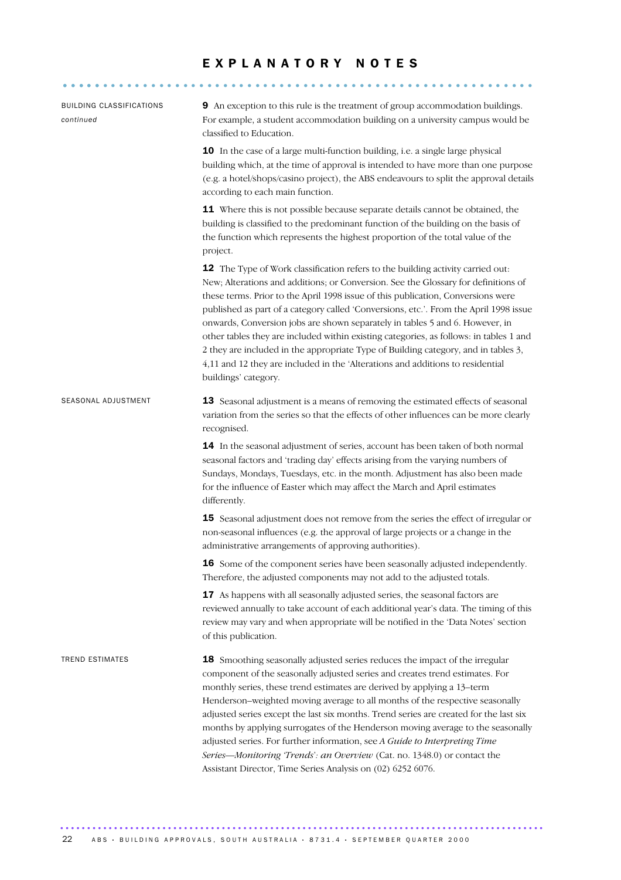# EXPLANATORY NOTES

### BUILDING CLASSIFICATIONS *continued*

**9** An exception to this rule is the treatment of group accommodation buildings. For example, a student accommodation building on a university campus would be classified to Education.

**10** In the case of a large multi-function building, i.e. a single large physical building which, at the time of approval is intended to have more than one purpose (e.g. a hotel/shops/casino project), the ABS endeavours to split the approval details according to each main function.

**11** Where this is not possible because separate details cannot be obtained, the building is classified to the predominant function of the building on the basis of the function which represents the highest proportion of the total value of the project.

**12** The Type of Work classification refers to the building activity carried out: New; Alterations and additions; or Conversion. See the Glossary for definitions of these terms. Prior to the April 1998 issue of this publication, Conversions were published as part of a category called 'Conversions, etc.'. From the April 1998 issue onwards, Conversion jobs are shown separately in tables 5 and 6. However, in other tables they are included within existing categories, as follows: in tables 1 and 2 they are included in the appropriate Type of Building category, and in tables 3, 4,11 and 12 they are included in the 'Alterations and additions to residential buildings' category.

### SEASONAL ADJUSTMENT

**13** Seasonal adjustment is a means of removing the estimated effects of seasonal variation from the series so that the effects of other influences can be more clearly recognised.

**14** In the seasonal adjustment of series, account has been taken of both normal seasonal factors and 'trading day' effects arising from the varying numbers of Sundays, Mondays, Tuesdays, etc. in the month. Adjustment has also been made for the influence of Easter which may affect the March and April estimates differently.

**15** Seasonal adjustment does not remove from the series the effect of irregular or non-seasonal influences (e.g. the approval of large projects or a change in the administrative arrangements of approving authorities).

**16** Some of the component series have been seasonally adjusted independently. Therefore, the adjusted components may not add to the adjusted totals.

**17** As happens with all seasonally adjusted series, the seasonal factors are reviewed annually to take account of each additional year's data. The timing of this review may vary and when appropriate will be notified in the 'Data Notes' section of this publication.

### TREND ESTIMATES

**18** Smoothing seasonally adjusted series reduces the impact of the irregular component of the seasonally adjusted series and creates trend estimates. For monthly series, these trend estimates are derived by applying a 13–term Henderson–weighted moving average to all months of the respective seasonally adjusted series except the last six months. Trend series are created for the last six months by applying surrogates of the Henderson moving average to the seasonally adjusted series. For further information, see *A Guide to Interpreting Time Series—Monitoring 'Trends': an Overview* (Cat. no. 1348.0) or contact the Assistant Director, Time Series Analysis on (02) 6252 6076.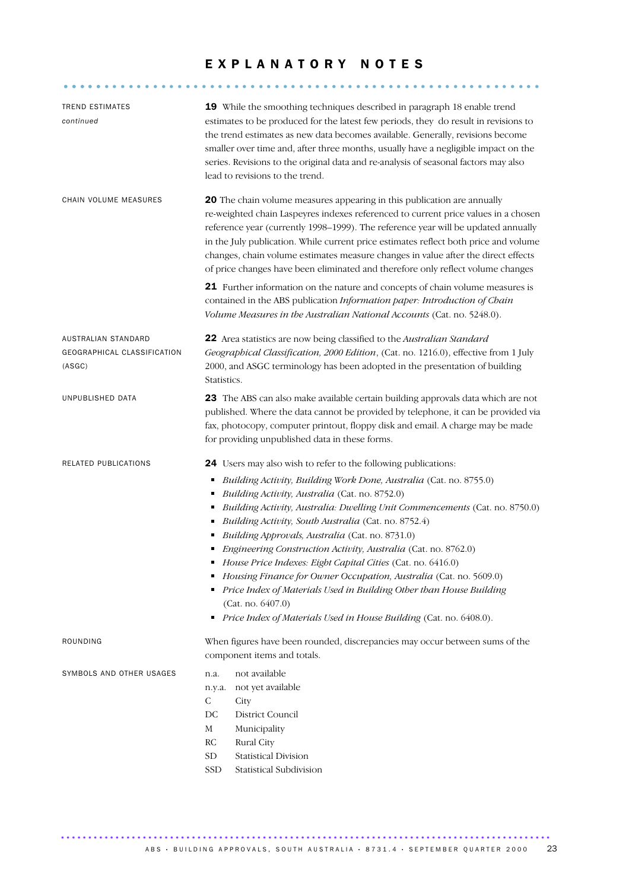# EXPLANATORY NOTES

## TREND ESTIMATES *continued*

**19** While the smoothing techniques described in paragraph 18 enable trend estimates to be produced for the latest few periods, they do result in revisions to the trend estimates as new data becomes available. Generally, revisions become smaller over time and, after three months, usually have a negligible impact on the series. Revisions to the original data and re-analysis of seasonal factors may also lead to revisions to the trend.

## CHAIN VOLUME MEASURES

**20** The chain volume measures appearing in this publication are annually re-weighted chain Laspeyres indexes referenced to current price values in a chosen reference year (currently 1998–1999). The reference year will be updated annually in the July publication. While current price estimates reflect both price and volume changes, chain volume estimates measure changes in value after the direct effects of price changes have been eliminated and therefore only reflect volume changes

**21** Further information on the nature and concepts of chain volume measures is contained in the ABS publication *Information paper: Introduction of Chain Volume Measures in the Australian National Accounts* (Cat. no. 5248.0).

## AUSTRALIAN STANDARD GEOGRAPHICAL CLASSIFICATION (ASGC)

**22** Area statistics are now being classified to the *Australian Standard Geographical Classification, 2000 Edition*, (Cat. no. 1216.0), effective from 1 July 2000, and ASGC terminology has been adopted in the presentation of building Statistics.

## UNPUBLISHED DATA

**23** The ABS can also make available certain building approvals data which are not published. Where the data cannot be provided by telephone, it can be provided via fax, photocopy, computer printout, floppy disk and email. A charge may be made for providing unpublished data in these forms.

## RELATED PUBLICATIONS

**24** Users may also wish to refer to the following publications:

- *Building Activity, Building Work Done, Australia* (Cat. no. 8755.0)
- *Building Activity, Australia* (Cat. no. 8752.0)
- *Building Activity, Australia: Dwelling Unit Commencements* (Cat. no. 8750.0)
- *Building Activity, South Australia* (Cat. no. 8752.4)
- *Building Approvals, Australia* (Cat. no. 8731.0)
- *Engineering Construction Activity, Australia* (Cat. no. 8762.0)
- *House Price Indexes: Eight Capital Cities* (Cat. no. 6416.0)
- *Housing Finance for Owner Occupation, Australia* (Cat. no. 5609.0)
- *Price Index of Materials Used in Building Other than House Building* (Cat. no. 6407.0)
- *Price Index of Materials Used in House Building* (Cat. no. 6408.0).

## ROUNDING

When figures have been rounded, discrepancies may occur between sums of the component items and totals.

## SYMBOLS AND OTHER USAGES

| | |
|---|---|
| n.a. | not available |
| n.y.a. | not yet available |
| C | City |
| DC | District Council |
| M | Municipality |
| RC | Rural City |
| SD | Statistical Division |
| SSD | Statistical Subdivision |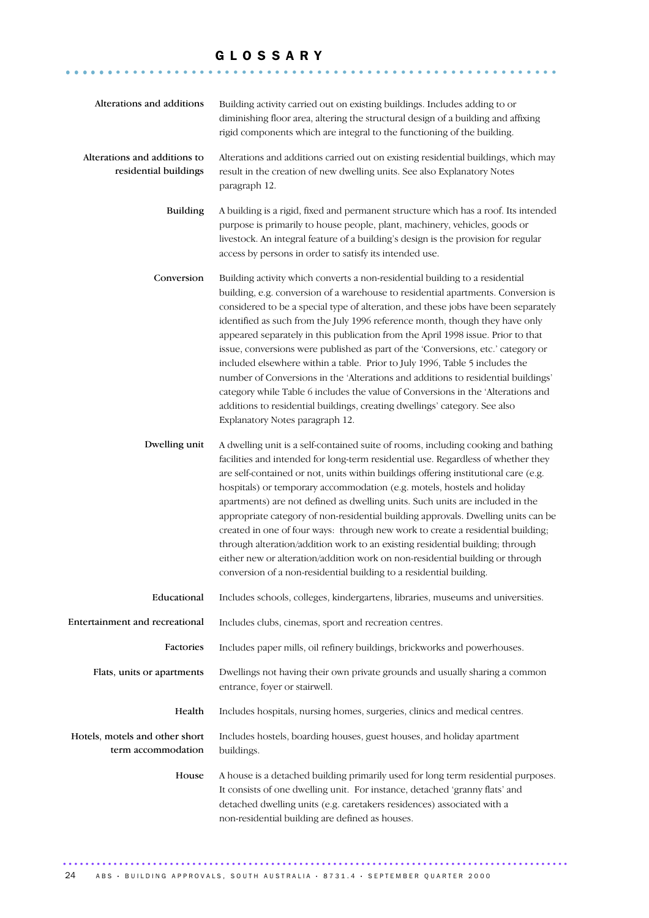# GLOSSARY

**Alterations and additions**
Building activity carried out on existing buildings. Includes adding to or diminishing floor area, altering the structural design of a building and affixing rigid components which are integral to the functioning of the building.

**Alterations and additions to residential buildings**
Alterations and additions carried out on existing residential buildings, which may result in the creation of new dwelling units. See also Explanatory Notes paragraph 12.

**Building**
A building is a rigid, fixed and permanent structure which has a roof. Its intended purpose is primarily to house people, plant, machinery, vehicles, goods or livestock. An integral feature of a building's design is the provision for regular access by persons in order to satisfy its intended use.

**Conversion**
Building activity which converts a non-residential building to a residential building, e.g. conversion of a warehouse to residential apartments. Conversion is considered to be a special type of alteration, and these jobs have been separately identified as such from the July 1996 reference month, though they have only appeared separately in this publication from the April 1998 issue. Prior to that issue, conversions were published as part of the 'Conversions, etc.' category or included elsewhere within a table. Prior to July 1996, Table 5 includes the number of Conversions in the 'Alterations and additions to residential buildings' category while Table 6 includes the value of Conversions in the 'Alterations and additions to residential buildings, creating dwellings' category. See also Explanatory Notes paragraph 12.

**Dwelling unit**
A dwelling unit is a self-contained suite of rooms, including cooking and bathing facilities and intended for long-term residential use. Regardless of whether they are self-contained or not, units within buildings offering institutional care (e.g. hospitals) or temporary accommodation (e.g. motels, hostels and holiday apartments) are not defined as dwelling units. Such units are included in the appropriate category of non-residential building approvals. Dwelling units can be created in one of four ways: through new work to create a residential building; through alteration/addition work to an existing residential building; through either new or alteration/addition work on non-residential building or through conversion of a non-residential building to a residential building.

**Educational**
Includes schools, colleges, kindergartens, libraries, museums and universities.

**Entertainment and recreational**
Includes clubs, cinemas, sport and recreation centres.

**Factories**
Includes paper mills, oil refinery buildings, brickworks and powerhouses.

**Flats, units or apartments**
Dwellings not having their own private grounds and usually sharing a common entrance, foyer or stairwell.

**Health**
Includes hospitals, nursing homes, surgeries, clinics and medical centres.

**Hotels, motels and other short term accommodation**
Includes hostels, boarding houses, guest houses, and holiday apartment buildings.

**House**
A house is a detached building primarily used for long term residential purposes. It consists of one dwelling unit. For instance, detached 'granny flats' and detached dwelling units (e.g. caretakers residences) associated with a non-residential building are defined as houses.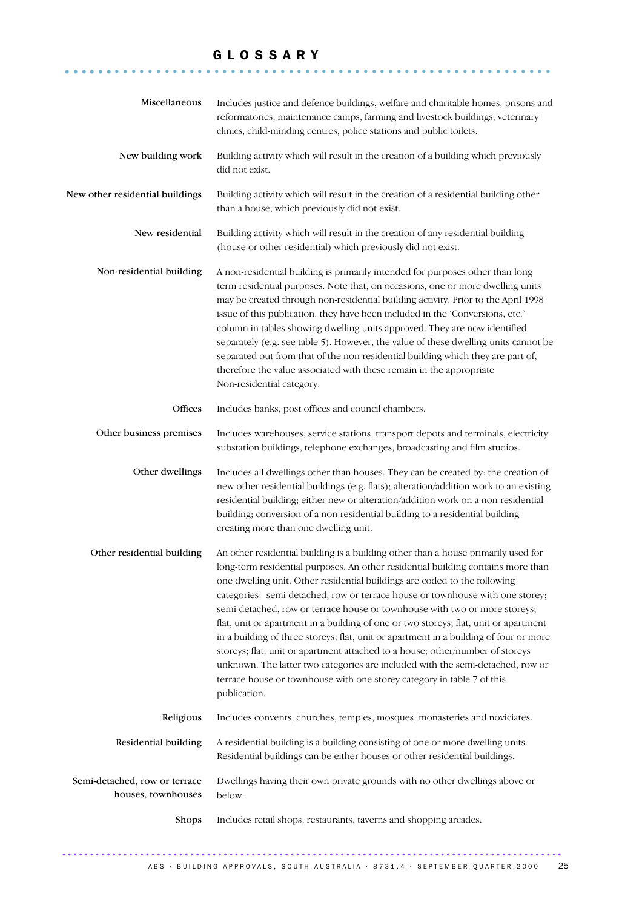# GLOSSARY

**Miscellaneous** Includes justice and defence buildings, welfare and charitable homes, prisons and reformatories, maintenance camps, farming and livestock buildings, veterinary clinics, child-minding centres, police stations and public toilets.

**New building work** Building activity which will result in the creation of a building which previously did not exist.

**New other residential buildings** Building activity which will result in the creation of a residential building other than a house, which previously did not exist.

**New residential** Building activity which will result in the creation of any residential building (house or other residential) which previously did not exist.

**Non-residential building** A non-residential building is primarily intended for purposes other than long term residential purposes. Note that, on occasions, one or more dwelling units may be created through non-residential building activity. Prior to the April 1998 issue of this publication, they have been included in the 'Conversions, etc.' column in tables showing dwelling units approved. They are now identified separately (e.g. see table 5). However, the value of these dwelling units cannot be separated out from that of the non-residential building which they are part of, therefore the value associated with these remain in the appropriate Non-residential category.

**Offices** Includes banks, post offices and council chambers.

**Other business premises** Includes warehouses, service stations, transport depots and terminals, electricity substation buildings, telephone exchanges, broadcasting and film studios.

**Other dwellings** Includes all dwellings other than houses. They can be created by: the creation of new other residential buildings (e.g. flats); alteration/addition work to an existing residential building; either new or alteration/addition work on a non-residential building; conversion of a non-residential building to a residential building creating more than one dwelling unit.

**Other residential building** An other residential building is a building other than a house primarily used for long-term residential purposes. An other residential building contains more than one dwelling unit. Other residential buildings are coded to the following categories: semi-detached, row or terrace house or townhouse with one storey; semi-detached, row or terrace house or townhouse with two or more storeys; flat, unit or apartment in a building of one or two storeys; flat, unit or apartment in a building of three storeys; flat, unit or apartment in a building of four or more storeys; flat, unit or apartment attached to a house; other/number of storeys unknown. The latter two categories are included with the semi-detached, row or terrace house or townhouse with one storey category in table 7 of this publication.

**Religious** Includes convents, churches, temples, mosques, monasteries and noviciates.

**Residential building** A residential building is a building consisting of one or more dwelling units. Residential buildings can be either houses or other residential buildings.

**Semi-detached, row or terrace houses, townhouses** Dwellings having their own private grounds with no other dwellings above or below.

**Shops** Includes retail shops, restaurants, taverns and shopping arcades.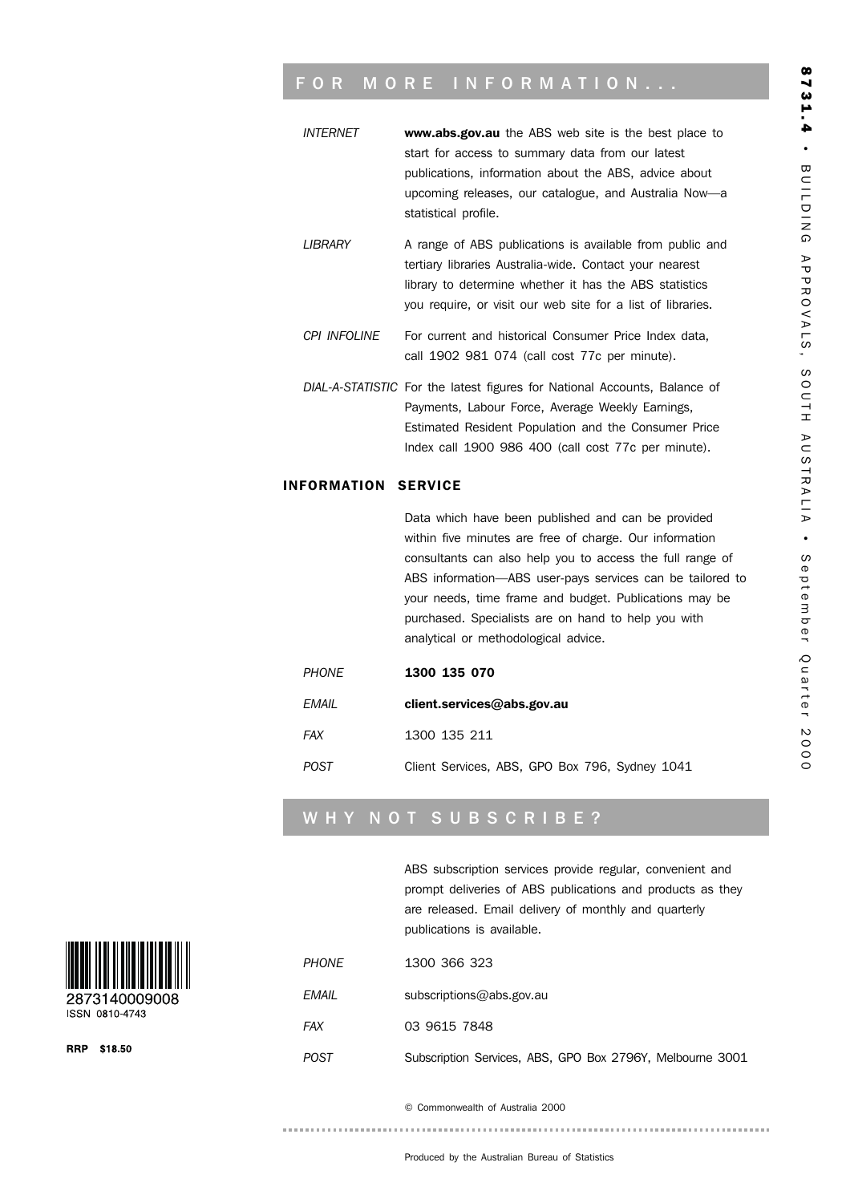## FOR MORE INFORMATION...

| | |
|---|---|
| *INTERNET* | **www.abs.gov.au** the ABS web site is the best place to start for access to summary data from our latest publications, information about the ABS, advice about upcoming releases, our catalogue, and Australia Now—a statistical profile. |
| *LIBRARY* | A range of ABS publications is available from public and tertiary libraries Australia-wide. Contact your nearest library to determine whether it has the ABS statistics you require, or visit our web site for a list of libraries. |
| *CPI INFOLINE* | For current and historical Consumer Price Index data, call 1902 981 074 (call cost 77c per minute). |
| *DIAL-A-STATISTIC* | For the latest figures for National Accounts, Balance of Payments, Labour Force, Average Weekly Earnings, Estimated Resident Population and the Consumer Price Index call 1900 986 400 (call cost 77c per minute). |

### INFORMATION SERVICE

Data which have been published and can be provided within five minutes are free of charge. Our information consultants can also help you to access the full range of ABS information—ABS user-pays services can be tailored to your needs, time frame and budget. Publications may be purchased. Specialists are on hand to help you with analytical or methodological advice.

| | |
|---|---|
| *PHONE* | **1300 135 070** |
| *EMAIL* | **client.services@abs.gov.au** |
| *FAX* | 1300 135 211 |
| *POST* | Client Services, ABS, GPO Box 796, Sydney 1041 |

## WHY NOT SUBSCRIBE?

ABS subscription services provide regular, convenient and prompt deliveries of ABS publications and products as they are released. Email delivery of monthly and quarterly publications is available.

| | |
|---|---|
| *PHONE* | 1300 366 323 |
| *EMAIL* | subscriptions@abs.gov.au |
| *FAX* | 03 9615 7848 |
| *POST* | Subscription Services, ABS, GPO Box 2796Y, Melbourne 3001 |

2873140009008

ISSN 0810-4743

**RRP $18.50**

© Commonwealth of Australia 2000

Produced by the Australian Bureau of Statistics